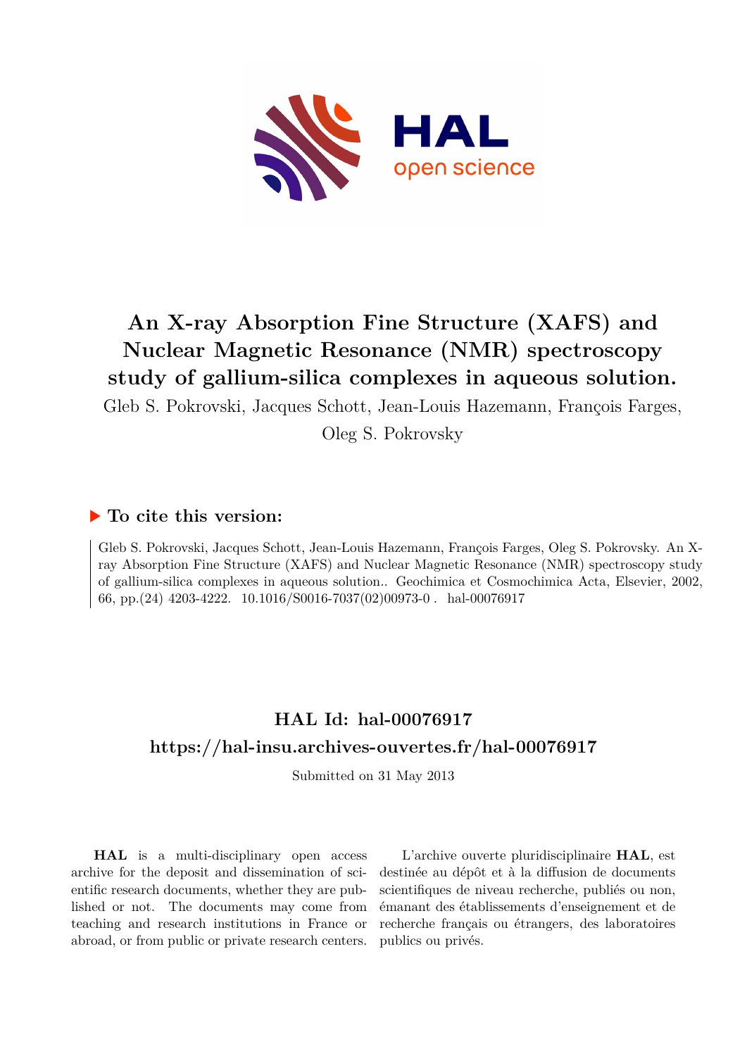# An X-ray Absorption Fine Structure (XAFS) and Nuclear Magnetic Resonance (NMR) spectroscopy study of gallium-silica complexes in aqueous solution.

Gleb S. Pokrovski, Jacques Schott, Jean-Louis Hazemann, François Farges, Oleg S. Pokrovsky

## ▶ To cite this version:

Gleb S. Pokrovski, Jacques Schott, Jean-Louis Hazemann, François Farges, Oleg S. Pokrovsky. An X-ray Absorption Fine Structure (XAFS) and Nuclear Magnetic Resonance (NMR) spectroscopy study of gallium-silica complexes in aqueous solution.. Geochimica et Cosmochimica Acta, Elsevier, 2002, 66, pp.(24) 4203-4222. 10.1016/S0016-7037(02)00973-0 . hal-00076917

## HAL Id: hal-00076917

## https://hal-insu.archives-ouvertes.fr/hal-00076917

Submitted on 31 May 2013

**HAL** is a multi-disciplinary open access archive for the deposit and dissemination of scientific research documents, whether they are published or not. The documents may come from teaching and research institutions in France or abroad, or from public or private research centers.

L'archive ouverte pluridisciplinaire **HAL**, est destinée au dépôt et à la diffusion de documents scientifiques de niveau recherche, publiés ou non, émanant des établissements d'enseignement et de recherche français ou étrangers, des laboratoires publics ou privés.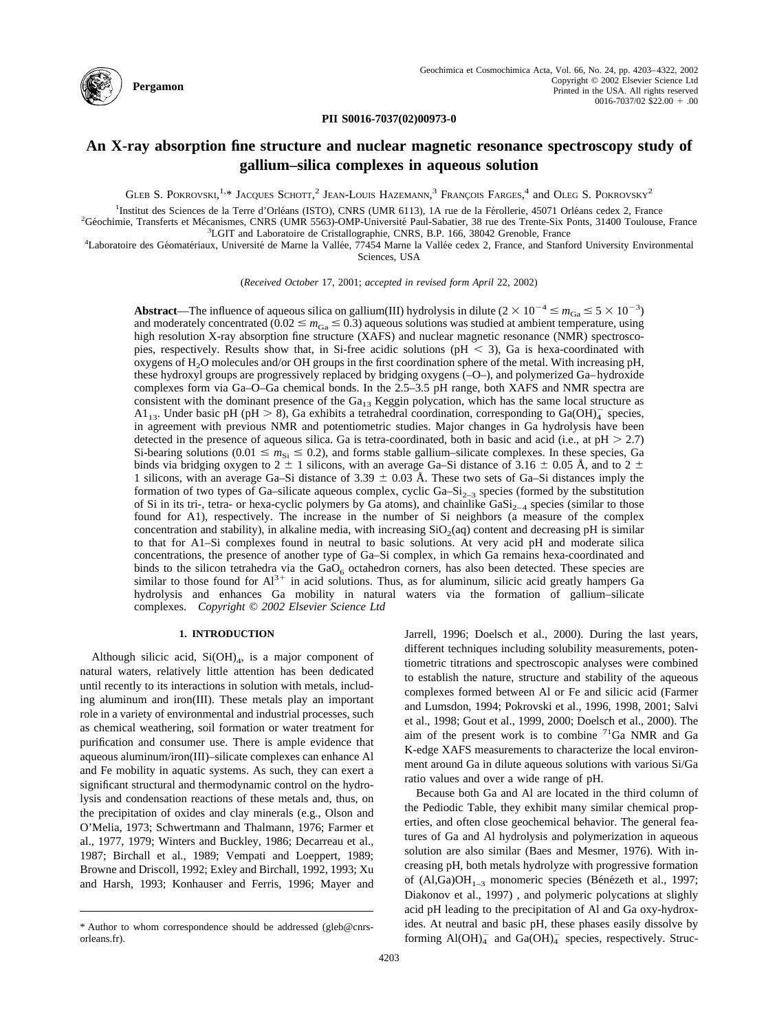# An X-ray absorption fine structure and nuclear magnetic resonance spectroscopy study of gallium–silica complexes in aqueous solution

Gleb S. Pokrovski,[1,*] Jacques Schott,[2] Jean-Louis Hazemann,[3] François Farges,[4] and Oleg S. Pokrovsky[2]

[1]Institut des Sciences de la Terre d'Orléans (ISTO), CNRS (UMR 6113), 1A rue de la Férollerie, 45071 Orléans cedex 2, France
[2]Géochimie, Transferts et Mécanismes, CNRS (UMR 5563)-OMP-Université Paul-Sabatier, 38 rue des Trente-Six Ponts, 31400 Toulouse, France
[3]LGIT and Laboratoire de Cristallographie, CNRS, B.P. 166, 38042 Grenoble, France
[4]Laboratoire des Géomatériaux, Université de Marne la Vallée, 77454 Marne la Vallée cedex 2, France, and Stanford University Environmental Sciences, USA

(*Received October* 17, 2001; *accepted in revised form April* 22, 2002)

**Abstract**—The influence of aqueous silica on gallium(III) hydrolysis in dilute ($2 \times 10^{-4} \leq m_{Ga} \leq 5 \times 10^{-3}$) and moderately concentrated ($0.02 \leq m_{Ga} \leq 0.3$) aqueous solutions was studied at ambient temperature, using high resolution X-ray absorption fine structure (XAFS) and nuclear magnetic resonance (NMR) spectroscopies, respectively. Results show that, in Si-free acidic solutions (pH < 3), Ga is hexa-coordinated with oxygens of $H_2O$ molecules and/or OH groups in the first coordination sphere of the metal. With increasing pH, these hydroxyl groups are progressively replaced by bridging oxygens (–O–), and polymerized Ga–hydroxide complexes form via Ga–O–Ga chemical bonds. In the 2.5–3.5 pH range, both XAFS and NMR spectra are consistent with the dominant presence of the $Ga_{13}$ Keggin polycation, which has the same local structure as $Al_{13}$. Under basic pH (pH > 8), Ga exhibits a tetrahedral coordination, corresponding to $Ga(OH)_4^-$ species, in agreement with previous NMR and potentiometric studies. Major changes in Ga hydrolysis have been detected in the presence of aqueous silica. Ga is tetra-coordinated, both in basic and acid (i.e., at pH > 2.7) Si-bearing solutions ($0.01 \leq m_{Si} \leq 0.2$), and forms stable gallium–silicate complexes. In these species, Ga binds via bridging oxygen to 2 ± 1 silicons, with an average Ga–Si distance of 3.16 ± 0.05 Å, and to 2 ± 1 silicons, with an average Ga–Si distance of 3.39 ± 0.03 Å. These two sets of Ga–Si distances imply the formation of two types of Ga–silicate aqueous complex, cyclic $Ga–Si_{2–3}$ species (formed by the substitution of Si in its tri-, tetra- or hexa-cyclic polymers by Ga atoms), and chainlike $GaSi_{2–4}$ species (similar to those found for Al), respectively. The increase in the number of Si neighbors (a measure of the complex concentration and stability), in alkaline media, with increasing $SiO_2$(aq) content and decreasing pH is similar to that for Al–Si complexes found in neutral to basic solutions. At very acid pH and moderate silica concentrations, the presence of another type of Ga–Si complex, in which Ga remains hexa-coordinated and binds to the silicon tetrahedra via the $GaO_6$ octahedron corners, has also been detected. These species are similar to those found for $Al^{3+}$ in acid solutions. Thus, as for aluminum, silicic acid greatly hampers Ga hydrolysis and enhances Ga mobility in natural waters via the formation of gallium–silicate complexes. *Copyright © 2002 Elsevier Science Ltd*

## 1. INTRODUCTION

Although silicic acid, $Si(OH)_4$, is a major component of natural waters, relatively little attention has been dedicated until recently to its interactions in solution with metals, including aluminum and iron(III). These metals play an important role in a variety of environmental and industrial processes, such as chemical weathering, soil formation or water treatment for purification and consumer use. There is ample evidence that aqueous aluminum/iron(III)–silicate complexes can enhance Al and Fe mobility in aquatic systems. As such, they can exert a significant structural and thermodynamic control on the hydrolysis and condensation reactions of these metals and, thus, on the precipitation of oxides and clay minerals (e.g., Olson and O'Melia, 1973; Schwertmann and Thalmann, 1976; Farmer et al., 1977, 1979; Winters and Buckley, 1986; Decarreau et al., 1987; Birchall et al., 1989; Vempati and Loeppert, 1989; Browne and Driscoll, 1992; Exley and Birchall, 1992, 1993; Xu and Harsh, 1993; Konhauser and Ferris, 1996; Mayer and Jarrell, 1996; Doelsch et al., 2000). During the last years, different techniques including solubility measurements, potentiometric titrations and spectroscopic analyses were combined to establish the nature, structure and stability of the aqueous complexes formed between Al or Fe and silicic acid (Farmer and Lumsdon, 1994; Pokrovski et al., 1996, 1998, 2001; Salvi et al., 1998; Gout et al., 1999, 2000; Doelsch et al., 2000). The aim of the present work is to combine $^{71}$Ga NMR and Ga K-edge XAFS measurements to characterize the local environment around Ga in dilute aqueous solutions with various Si/Ga ratio values and over a wide range of pH.

Because both Ga and Al are located in the third column of the Pediodic Table, they exhibit many similar chemical properties, and often close geochemical behavior. The general features of Ga and Al hydrolysis and polymerization in aqueous solution are also similar (Baes and Mesmer, 1976). With increasing pH, both metals hydrolyze with progressive formation of $(Al,Ga)OH_{1–3}$ monomeric species (Bénézeth et al., 1997; Diakonov et al., 1997) , and polymeric polycations at slighly acid pH leading to the precipitation of Al and Ga oxy-hydroxides. At neutral and basic pH, these phases easily dissolve by forming $Al(OH)_4^-$ and $Ga(OH)_4^-$ species, respectively. Struc-

\* Author to whom correspondence should be addressed (gleb@cnrs-orleans.fr).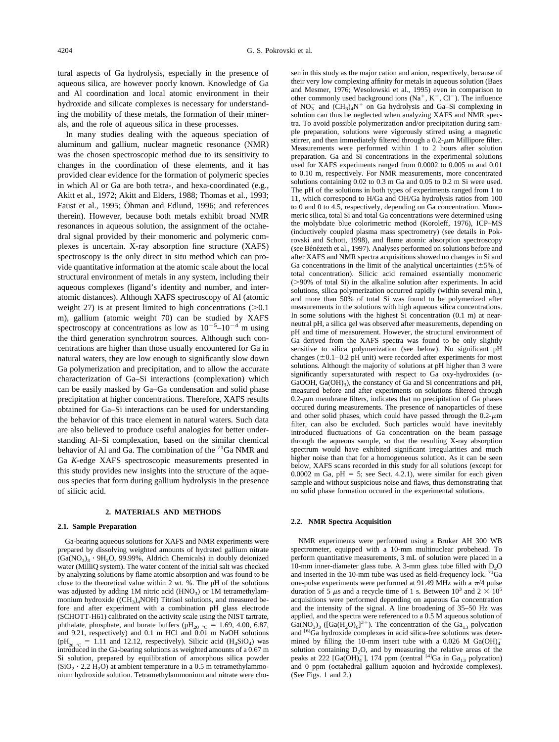tural aspects of Ga hydrolysis, especially in the presence of aqueous silica, are however poorly known. Knowledge of Ga and Al coordination and local atomic environment in their hydroxide and silicate complexes is necessary for understanding the mobility of these metals, the formation of their minerals, and the role of aqueous silica in these processes.

In many studies dealing with the aqueous speciation of aluminum and gallium, nuclear magnetic resonance (NMR) was the chosen spectroscopic method due to its sensitivity to changes in the coordination of these elements, and it has provided clear evidence for the formation of polymeric species in which Al or Ga are both tetra-, and hexa-coordinated (e.g., Akitt et al., 1972; Akitt and Elders, 1988; Thomas et al., 1993; Faust et al., 1995; Öhman and Edlund, 1996; and references therein). However, because both metals exhibit broad NMR resonances in aqueous solution, the assignment of the octahedral signal provided by their monomeric and polymeric complexes is uncertain. X-ray absorption fine structure (XAFS) spectroscopy is the only direct in situ method which can provide quantitative information at the atomic scale about the local structural environment of metals in any system, including their aqueous complexes (ligand's identity and number, and interatomic distances). Although XAFS spectroscopy of Al (atomic weight 27) is at present limited to high concentrations (>0.1 m), gallium (atomic weight 70) can be studied by XAFS spectroscopy at concentrations as low as $10^{-5}$–$10^{-4}$ m using the third generation synchrotron sources. Although such concentrations are higher than those usually encountered for Ga in natural waters, they are low enough to significantly slow down Ga polymerization and precipitation, and to allow the accurate characterization of Ga–Si interactions (complexation) which can be easily masked by Ga–Ga condensation and solid phase precipitation at higher concentrations. Therefore, XAFS results obtained for Ga–Si interactions can be used for understanding the behavior of this trace element in natural waters. Such data are also believed to produce useful analogies for better understanding Al–Si complexation, based on the similar chemical behavior of Al and Ga. The combination of the $^{71}$Ga NMR and Ga *K*-edge XAFS spectroscopic measurements presented in this study provides new insights into the structure of the aqueous species that form during gallium hydrolysis in the presence of silicic acid.

## 2. MATERIALS AND METHODS

### 2.1. Sample Preparation

Ga-bearing aqueous solutions for XAFS and NMR experiments were prepared by dissolving weighted amounts of hydrated gallium nitrate ($Ga(NO_3)_3 \cdot 9H_2O$, 99.99%, Aldrich Chemicals) in doubly deionized water (MilliQ system). The water content of the initial salt was checked by analyzing solutions by flame atomic absorption and was found to be close to the theoretical value within 2 wt. %. The pH of the solutions was adjusted by adding 1M nitric acid ($HNO_3$) or 1M tetramethylammonium hydroxide ($(CH_3)_4NOH$) Titrisol solutions, and measured before and after experiment with a combination pH glass electrode (SCHOTT-H61) calibrated on the activity scale using the NIST tartrate, phthalate, phosphate, and borate buffers ($pH_{20\ °C}$ = 1.69, 4.00, 6.87, and 9.21, respectively) and 0.1 m HCl and 0.01 m NaOH solutions ($pH_{20\ °C}$ = 1.11 and 12.12, respectively). Silicic acid ($H_4SiO_4$) was introduced in the Ga-bearing solutions as weighted amounts of a 0.67 m Si solution, prepared by equilibration of amorphous silica powder ($SiO_2 \cdot 2.2\ H_2O$) at ambient temperature in a 0.5 m tetramethylammonium hydroxide solution. Tetramethylammonium and nitrate were chosen in this study as the major cation and anion, respectively, because of their very low complexing affinity for metals in aqueous solution (Baes and Mesmer, 1976; Wesolowski et al., 1995) even in comparison to other commonly used background ions ($Na^+$, $K^+$, $Cl^-$). The influence of $NO_3^-$ and $(CH_3)_4N^+$ on Ga hydrolysis and Ga–Si complexing in solution can thus be neglected when analyzing XAFS and NMR spectra. To avoid possible polymerization and/or precipitation during sample preparation, solutions were vigorously stirred using a magnetic stirrer, and then immediately filtered through a 0.2-μm Millipore filter. Measurements were performed within 1 to 2 hours after solution preparation. Ga and Si concentrations in the experimental solutions used for XAFS experiments ranged from 0.0002 to 0.005 m and 0.01 to 0.10 m, respectively. For NMR measurements, more concentrated solutions containing 0.02 to 0.3 m Ga and 0.05 to 0.2 m Si were used. The pH of the solutions in both types of experiments ranged from 1 to 11, which correspond to H/Ga and OH/Ga hydrolysis ratios from 100 to 0 and 0 to 4.5, respectively, depending on Ga concentration. Monomeric silica, total Si and total Ga concentrations were determined using the molybdate blue colorimetric method (Koroleff, 1976), ICP–MS (inductively coupled plasma mass spectrometry) (see details in Pokrovski and Schott, 1998), and flame atomic absorption spectroscopy (see Bénézeth et al., 1997). Analyses performed on solutions before and after XAFS and NMR spectra acquisitions showed no changes in Si and Ga concentrations in the limit of the analytical uncertainties (±5% of total concentration). Silicic acid remained essentially monomeric (>90% of total Si) in the alkaline solution after experiments. In acid solutions, silica polymerization occurred rapidly (within several min.), and more than 50% of total Si was found to be polymerized after measurements in the solutions with high aqueous silica concentrations. In some solutions with the highest Si concentration (0.1 m) at near-neutral pH, a silica gel was observed after measurements, depending on pH and time of measurement. However, the structural environment of Ga derived from the XAFS spectra was found to be only slightly sensitive to silica polymerization (see below). No significant pH changes (±0.1–0.2 pH unit) were recorded after experiments for most solutions. Although the majority of solutions at pH higher than 3 were significantly supersaturated with respect to Ga oxy-hydroxides (α-GaOOH, $Ga(OH)_3$), the constancy of Ga and Si concentrations and pH, measured before and after experiments on solutions filtered through 0.2-μm membrane filters, indicates that no precipitation of Ga phases occured during measurements. The presence of nanoparticles of these and other solid phases, which could have passed through the 0.2-μm filter, can also be excluded. Such particles would have inevitably introduced fluctuations of Ga concentration on the beam passage through the aqueous sample, so that the resulting X-ray absorption spectrum would have exhibited significant irregularities and much higher noise than that for a homogeneous solution. As it can be seen below, XAFS scans recorded in this study for all solutions (except for 0.0002 m Ga, pH = 5; see Sect. 4.2.1), were similar for each given sample and without suspicious noise and flaws, thus demonstrating that no solid phase formation occured in the experimental solutions.

### 2.2. NMR Spectra Acquisition

NMR experiments were performed using a Bruker AH 300 WB spectrometer, equipped with a 10-mm multinuclear probehead. To perform quantitative measurements, 3 mL of solution were placed in a 10-mm inner-diameter glass tube. A 3-mm glass tube filled with $D_2O$ and inserted in the 10-mm tube was used as field-frequency lock. $^{71}$Ga one-pulse experiments were performed at 91.49 MHz with a π/4 pulse duration of 5 μs and a recycle time of 1 s. Between $10^3$ and $2 \times 10^5$ acquisitions were performed depending on aqueous Ga concentration and the intensity of the signal. A line broadening of 35–50 Hz was applied, and the spectra were referenced to a 0.5 M aqueous solution of $Ga(NO_3)_3$ ($[Ga(H_2O)_6]^{3+}$). The concentration of the $Ga_{13}$ polycation and $^{[6]}$Ga hydroxide complexes in acid silica-free solutions was determined by filling the 10-mm insert tube with a 0.026 M $Ga(OH)_4^-$ solution containing $D_2O$, and by measuring the relative areas of the peaks at 222 [$Ga(OH)_4^-$], 174 ppm (central $^{[4]}$Ga in $Ga_{13}$ polycation) and 0 ppm (octahedral gallium aquoion and hydroxide complexes). (See Figs. 1 and 2.)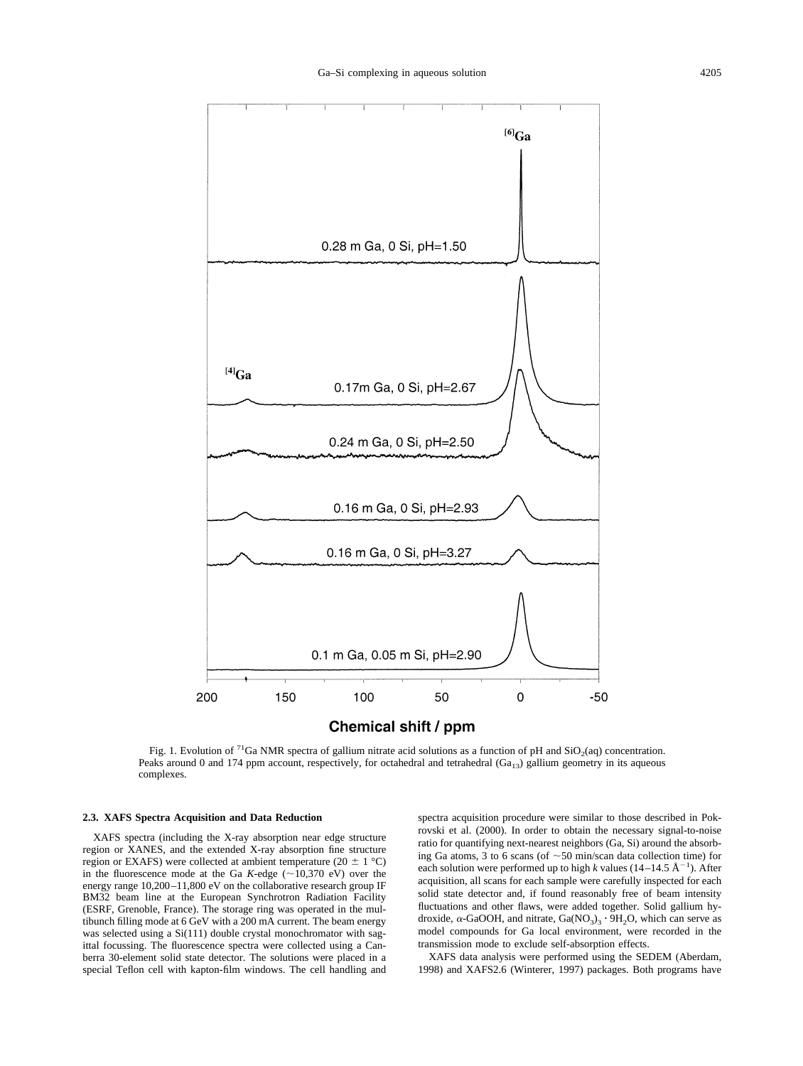Fig. 1. Evolution of $^{71}$Ga NMR spectra of gallium nitrate acid solutions as a function of pH and $SiO_2$(aq) concentration. Peaks around 0 and 174 ppm account, respectively, for octahedral and tetrahedral ($Ga_{13}$) gallium geometry in its aqueous complexes.

### 2.3. XAFS Spectra Acquisition and Data Reduction

XAFS spectra (including the X-ray absorption near edge structure region or XANES, and the extended X-ray absorption fine structure region or EXAFS) were collected at ambient temperature (20 ± 1 °C) in the fluorescence mode at the Ga *K*-edge (~10,370 eV) over the energy range 10,200–11,800 eV on the collaborative research group IF BM32 beam line at the European Synchrotron Radiation Facility (ESRF, Grenoble, France). The storage ring was operated in the multibunch filling mode at 6 GeV with a 200 mA current. The beam energy was selected using a Si(111) double crystal monochromator with sagittal focussing. The fluorescence spectra were collected using a Canberra 30-element solid state detector. The solutions were placed in a special Teflon cell with kapton-film windows. The cell handling and spectra acquisition procedure were similar to those described in Pokrovski et al. (2000). In order to obtain the necessary signal-to-noise ratio for quantifying next-nearest neighbors (Ga, Si) around the absorbing Ga atoms, 3 to 6 scans (of ~50 min/scan data collection time) for each solution were performed up to high *k* values (14–14.5 $Å^{-1}$). After acquisition, all scans for each sample were carefully inspected for each solid state detector and, if found reasonably free of beam intensity fluctuations and other flaws, were added together. Solid gallium hydroxide, α-GaOOH, and nitrate, $Ga(NO_3)_3 \cdot 9H_2O$, which can serve as model compounds for Ga local environment, were recorded in the transmission mode to exclude self-absorption effects.

XAFS data analysis were performed using the SEDEM (Aberdam, 1998) and XAFS2.6 (Winterer, 1997) packages. Both programs have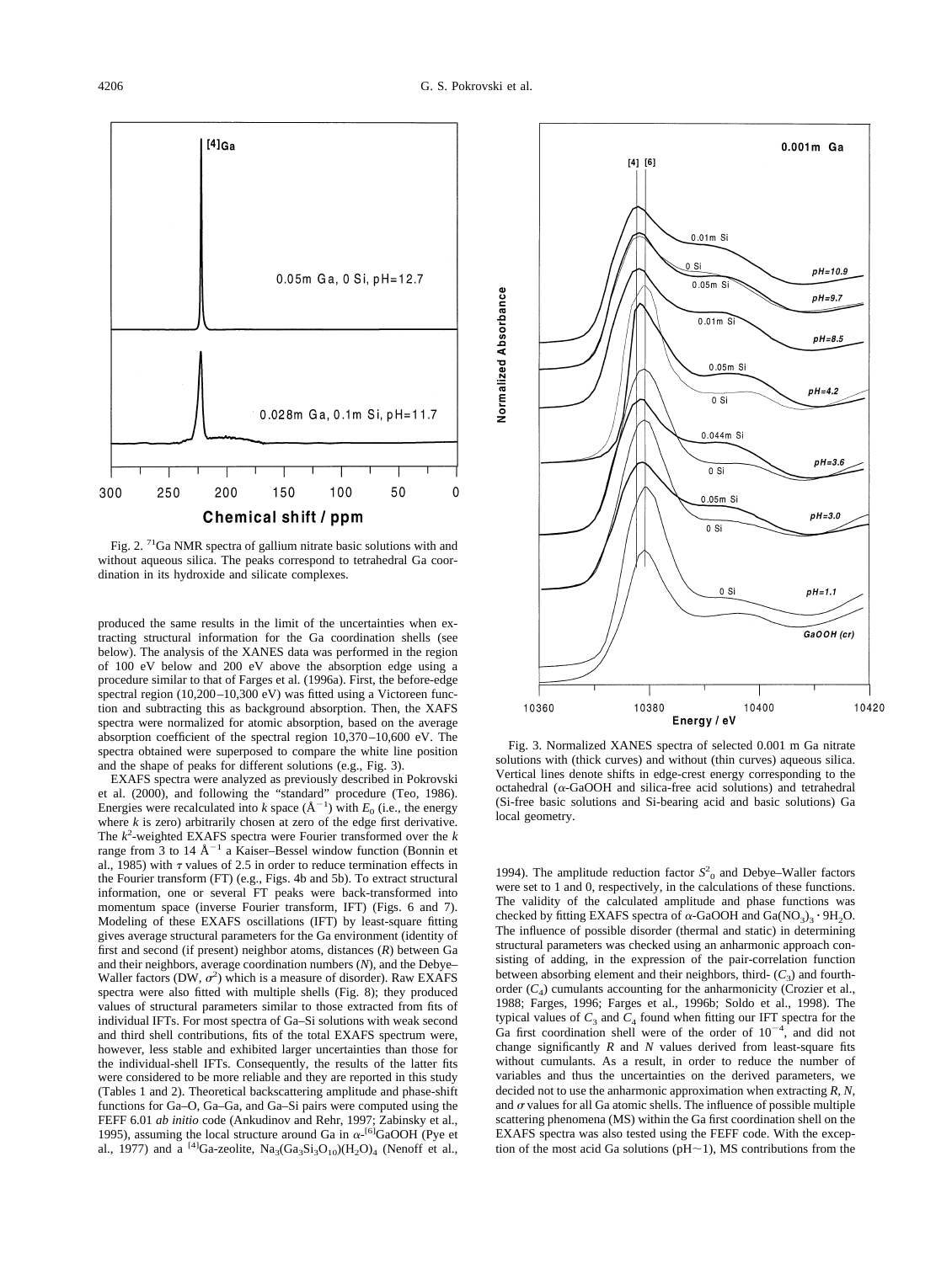Fig. 2. $^{71}$Ga NMR spectra of gallium nitrate basic solutions with and without aqueous silica. The peaks correspond to tetrahedral Ga coordination in its hydroxide and silicate complexes.

produced the same results in the limit of the uncertainties when extracting structural information for the Ga coordination shells (see below). The analysis of the XANES data was performed in the region of 100 eV below and 200 eV above the absorption edge using a procedure similar to that of Farges et al. (1996a). First, the before-edge spectral region (10,200–10,300 eV) was fitted using a Victoreen function and subtracting this as background absorption. Then, the XAFS spectra were normalized for atomic absorption, based on the average absorption coefficient of the spectral region 10,370–10,600 eV. The spectra obtained were superposed to compare the white line position and the shape of peaks for different solutions (e.g., Fig. 3).

EXAFS spectra were analyzed as previously described in Pokrovski et al. (2000), and following the "standard" procedure (Teo, 1986). Energies were recalculated into $k$ space ($Å^{-1}$) with $E_0$ (i.e., the energy where $k$ is zero) arbitrarily chosen at zero of the edge first derivative. The $k^2$-weighted EXAFS spectra were Fourier transformed over the $k$ range from 3 to 14 $Å^{-1}$ a Kaiser–Bessel window function (Bonnin et al., 1985) with $\tau$ values of 2.5 in order to reduce termination effects in the Fourier transform (FT) (e.g., Figs. 4b and 5b). To extract structural information, one or several FT peaks were back-transformed into momentum space (inverse Fourier transform, IFT) (Figs. 6 and 7). Modeling of these EXAFS oscillations (IFT) by least-square fitting gives average structural parameters for the Ga environment (identity of first and second (if present) neighbor atoms, distances ($R$) between Ga and their neighbors, average coordination numbers ($N$), and the Debye–Waller factors (DW, $\sigma^2$) which is a measure of disorder). Raw EXAFS spectra were also fitted with multiple shells (Fig. 8); they produced values of structural parameters similar to those extracted from fits of individual IFTs. For most spectra of Ga–Si solutions with weak second and third shell contributions, fits of the total EXAFS spectrum were, however, less stable and exhibited larger uncertainties than those for the individual-shell IFTs. Consequently, the results of the latter fits were considered to be more reliable and they are reported in this study (Tables 1 and 2). Theoretical backscattering amplitude and phase-shift functions for Ga–O, Ga–Ga, and Ga–Si pairs were computed using the FEFF 6.01 *ab initio* code (Ankudinov and Rehr, 1997; Zabinsky et al., 1995), assuming the local structure around Ga in $\alpha$-$^{[6]}$GaOOH (Pye et al., 1977) and a $^{[4]}$Ga-zeolite, $Na_3(Ga_3Si_3O_{10})(H_2O)_4$ (Nenoff et al., 1994). The amplitude reduction factor $S^2_0$ and Debye–Waller factors were set to 1 and 0, respectively, in the calculations of these functions. The validity of the calculated amplitude and phase functions was checked by fitting EXAFS spectra of $\alpha$-GaOOH and $Ga(NO_3)_3 \cdot 9H_2O$. The influence of possible disorder (thermal and static) in determining structural parameters was checked using an anharmonic approach consisting of adding, in the expression of the pair-correlation function between absorbing element and their neighbors, third- ($C_3$) and fourth-order ($C_4$) cumulants accounting for the anharmonicity (Crozier et al., 1988; Farges, 1996; Farges et al., 1996b; Soldo et al., 1998). The typical values of $C_3$ and $C_4$ found when fitting our IFT spectra for the Ga first coordination shell were of the order of $10^{-4}$, and did not change significantly $R$ and $N$ values derived from least-square fits without cumulants. As a result, in order to reduce the number of variables and thus the uncertainties on the derived parameters, we decided not to use the anharmonic approximation when extracting $R$, $N$, and $\sigma$ values for all Ga atomic shells. The influence of possible multiple scattering phenomena (MS) within the Ga first coordination shell on the EXAFS spectra was also tested using the FEFF code. With the exception of the most acid Ga solutions (pH~1), MS contributions from the

Fig. 3. Normalized XANES spectra of selected 0.001 m Ga nitrate solutions with (thick curves) and without (thin curves) aqueous silica. Vertical lines denote shifts in edge-crest energy corresponding to the octahedral ($\alpha$-GaOOH and silica-free acid solutions) and tetrahedral (Si-free basic solutions and Si-bearing acid and basic solutions) Ga local geometry.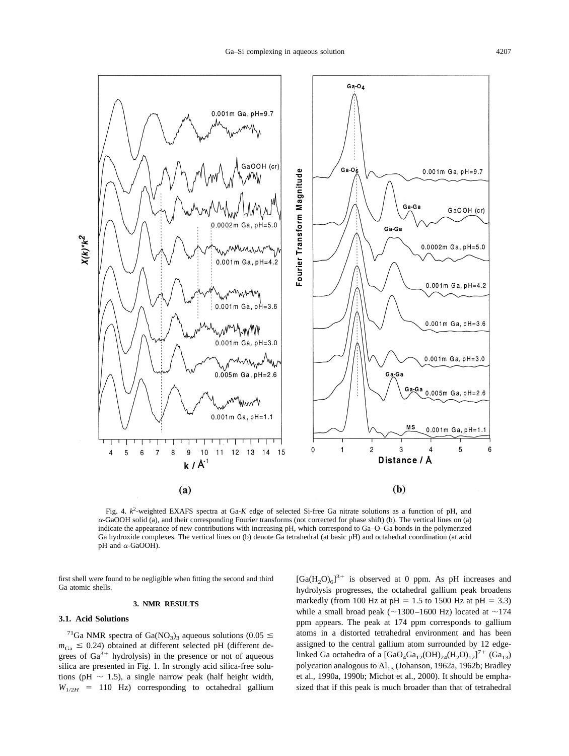Fig. 4. $k^2$-weighted EXAFS spectra at Ga-*K* edge of selected Si-free Ga nitrate solutions as a function of pH, and $\alpha$-GaOOH solid (a), and their corresponding Fourier transforms (not corrected for phase shift) (b). The vertical lines on (a) indicate the appearance of new contributions with increasing pH, which correspond to Ga–O–Ga bonds in the polymerized Ga hydroxide complexes. The vertical lines on (b) denote Ga tetrahedral (at basic pH) and octahedral coordination (at acid pH and $\alpha$-GaOOH).

first shell were found to be negligible when fitting the second and third Ga atomic shells.

## 3. NMR RESULTS

### 3.1. Acid Solutions

[71]Ga NMR spectra of $Ga(NO_3)_3$ aqueous solutions ($0.05 \leq m_{Ga} \leq 0.24$) obtained at different selected pH (different degrees of $Ga^{3+}$ hydrolysis) in the presence or not of aqueous silica are presented in Fig. 1. In strongly acid silica-free solutions (pH ~ 1.5), a single narrow peak (half height width, $W_{1/2H}$ = 110 Hz) corresponding to octahedral gallium $[Ga(H_2O)_6]^{3+}$ is observed at 0 ppm. As pH increases and hydrolysis progresses, the octahedral gallium peak broadens markedly (from 100 Hz at pH = 1.5 to 1500 Hz at pH = 3.3) while a small broad peak (~1300–1600 Hz) located at ~174 ppm appears. The peak at 174 ppm corresponds to gallium atoms in a distorted tetrahedral environment and has been assigned to the central gallium atom surrounded by 12 edge-linked Ga octahedra of a $[GaO_4Ga_{12}(OH)_{24}(H_2O)_{12}]^{7+}$ ($Ga_{13}$) polycation analogous to $Al_{13}$ (Johanson, 1962a, 1962b; Bradley et al., 1990a, 1990b; Michot et al., 2000). It should be emphasized that if this peak is much broader than that of tetrahedral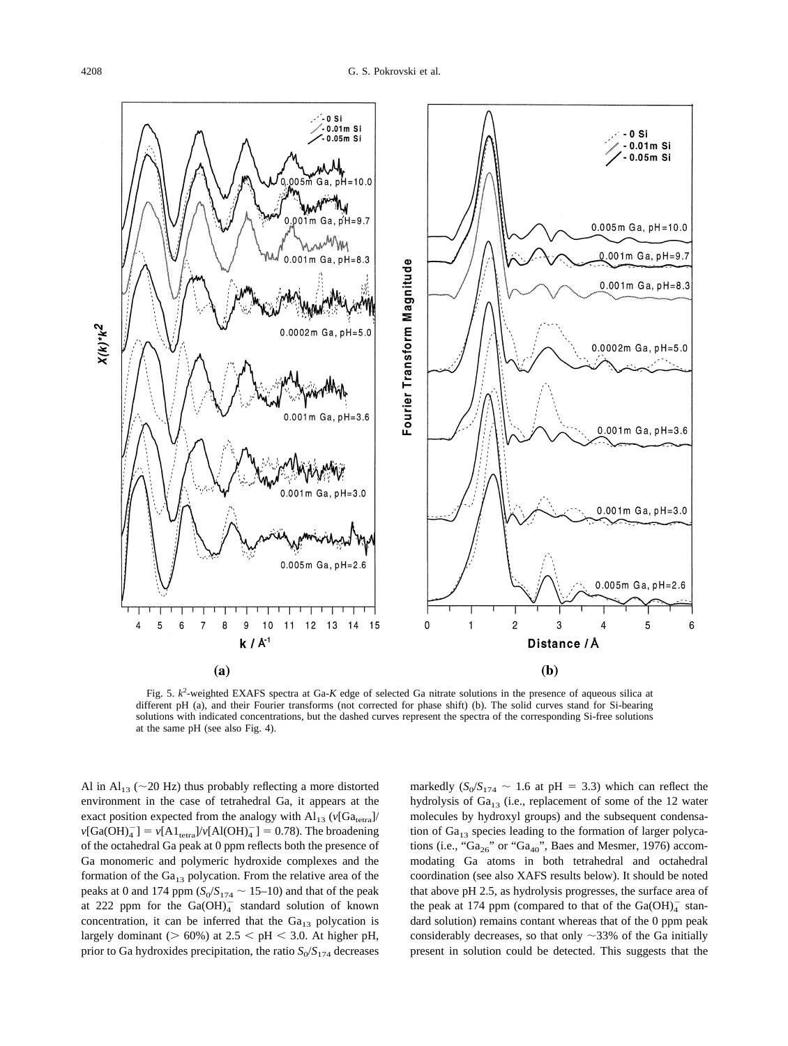Fig. 5. $k^2$-weighted EXAFS spectra at Ga-$K$ edge of selected Ga nitrate solutions in the presence of aqueous silica at different pH (a), and their Fourier transforms (not corrected for phase shift) (b). The solid curves stand for Si-bearing solutions with indicated concentrations, but the dashed curves represent the spectra of the corresponding Si-free solutions at the same pH (see also Fig. 4).

Al in $Al_{13}$ (~20 Hz) thus probably reflecting a more distorted environment in the case of tetrahedral Ga, it appears at the exact position expected from the analogy with $Al_{13}$ ($v[Ga_{tetra}]/v[Ga(OH)_4^-] = v[Al_{tetra}]/v[Al(OH)_4^-] = 0.78$). The broadening of the octahedral Ga peak at 0 ppm reflects both the presence of Ga monomeric and polymeric hydroxide complexes and the formation of the $Ga_{13}$ polycation. From the relative area of the peaks at 0 and 174 ppm ($S_0/S_{174} \sim 15$–10) and that of the peak at 222 ppm for the $Ga(OH)_4^-$ standard solution of known concentration, it can be inferred that the $Ga_{13}$ polycation is largely dominant (> 60%) at $2.5 < pH < 3.0$. At higher pH, prior to Ga hydroxides precipitation, the ratio $S_0/S_{174}$ decreases markedly ($S_0/S_{174} \sim 1.6$ at pH = 3.3) which can reflect the hydrolysis of $Ga_{13}$ (i.e., replacement of some of the 12 water molecules by hydroxyl groups) and the subsequent condensation of $Ga_{13}$ species leading to the formation of larger polycations (i.e., "$Ga_{26}$" or "$Ga_{40}$", Baes and Mesmer, 1976) accommodating Ga atoms in both tetrahedral and octahedral coordination (see also XAFS results below). It should be noted that above pH 2.5, as hydrolysis progresses, the surface area of the peak at 174 ppm (compared to that of the $Ga(OH)_4^-$ standard solution) remains contant whereas that of the 0 ppm peak considerably decreases, so that only ~33% of the Ga initially present in solution could be detected. This suggests that the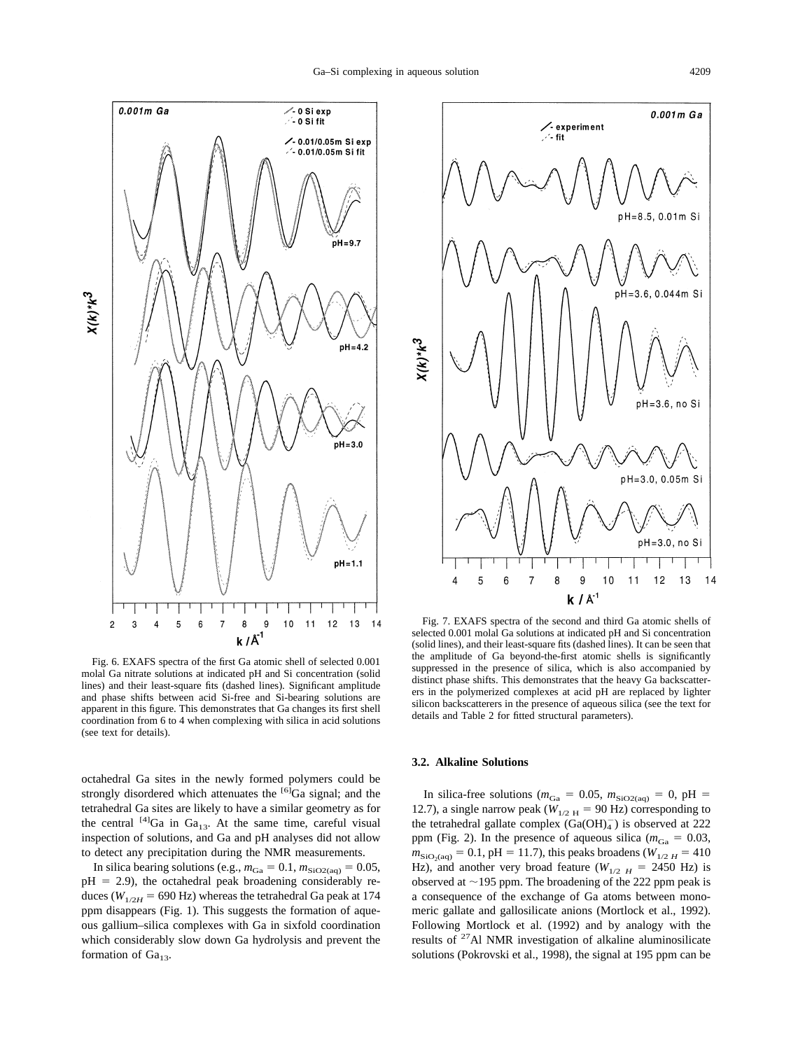Fig. 6. EXAFS spectra of the first Ga atomic shell of selected 0.001 molal Ga nitrate solutions at indicated pH and Si concentration (solid lines) and their least-square fits (dashed lines). Significant amplitude and phase shifts between acid Si-free and Si-bearing solutions are apparent in this figure. This demonstrates that Ga changes its first shell coordination from 6 to 4 when complexing with silica in acid solutions (see text for details).

Fig. 7. EXAFS spectra of the second and third Ga atomic shells of selected 0.001 molal Ga solutions at indicated pH and Si concentration (solid lines), and their least-square fits (dashed lines). It can be seen that the amplitude of Ga beyond-the-first atomic shells is significantly suppressed in the presence of silica, which is also accompanied by distinct phase shifts. This demonstrates that the heavy Ga backscatterers in the polymerized complexes at acid pH are replaced by lighter silicon backscatterers in the presence of aqueous silica (see the text for details and Table 2 for fitted structural parameters).

octahedral Ga sites in the newly formed polymers could be strongly disordered which attenuates the $^{[6]}$Ga signal; and the tetrahedral Ga sites are likely to have a similar geometry as for the central $^{[4]}$Ga in $Ga_{13}$. At the same time, careful visual inspection of solutions, and Ga and pH analyses did not allow to detect any precipitation during the NMR measurements.

In silica bearing solutions (e.g., $m_{Ga} = 0.1$, $m_{SiO2(aq)} = 0.05$, pH = 2.9), the octahedral peak broadening considerably reduces ($W_{1/2H} = 690$ Hz) whereas the tetrahedral Ga peak at 174 ppm disappears (Fig. 1). This suggests the formation of aqueous gallium–silica complexes with Ga in sixfold coordination which considerably slow down Ga hydrolysis and prevent the formation of $Ga_{13}$.

### 3.2. Alkaline Solutions

In silica-free solutions ($m_{Ga} = 0.05$, $m_{SiO2(aq)} = 0$, pH = 12.7), a single narrow peak ($W_{1/2\ H} = 90$ Hz) corresponding to the tetrahedral gallate complex ($Ga(OH)_4^-$) is observed at 222 ppm (Fig. 2). In the presence of aqueous silica ($m_{Ga} = 0.03$, $m_{SiO_2(aq)} = 0.1$, pH = 11.7), this peaks broadens ($W_{1/2\ H} = 410$ Hz), and another very broad feature ($W_{1/2\ H} = 2450$ Hz) is observed at ~195 ppm. The broadening of the 222 ppm peak is a consequence of the exchange of Ga atoms between monomeric gallate and gallosilicate anions (Mortlock et al., 1992). Following Mortlock et al. (1992) and by analogy with the results of $^{27}$Al NMR investigation of alkaline aluminosilicate solutions (Pokrovski et al., 1998), the signal at 195 ppm can be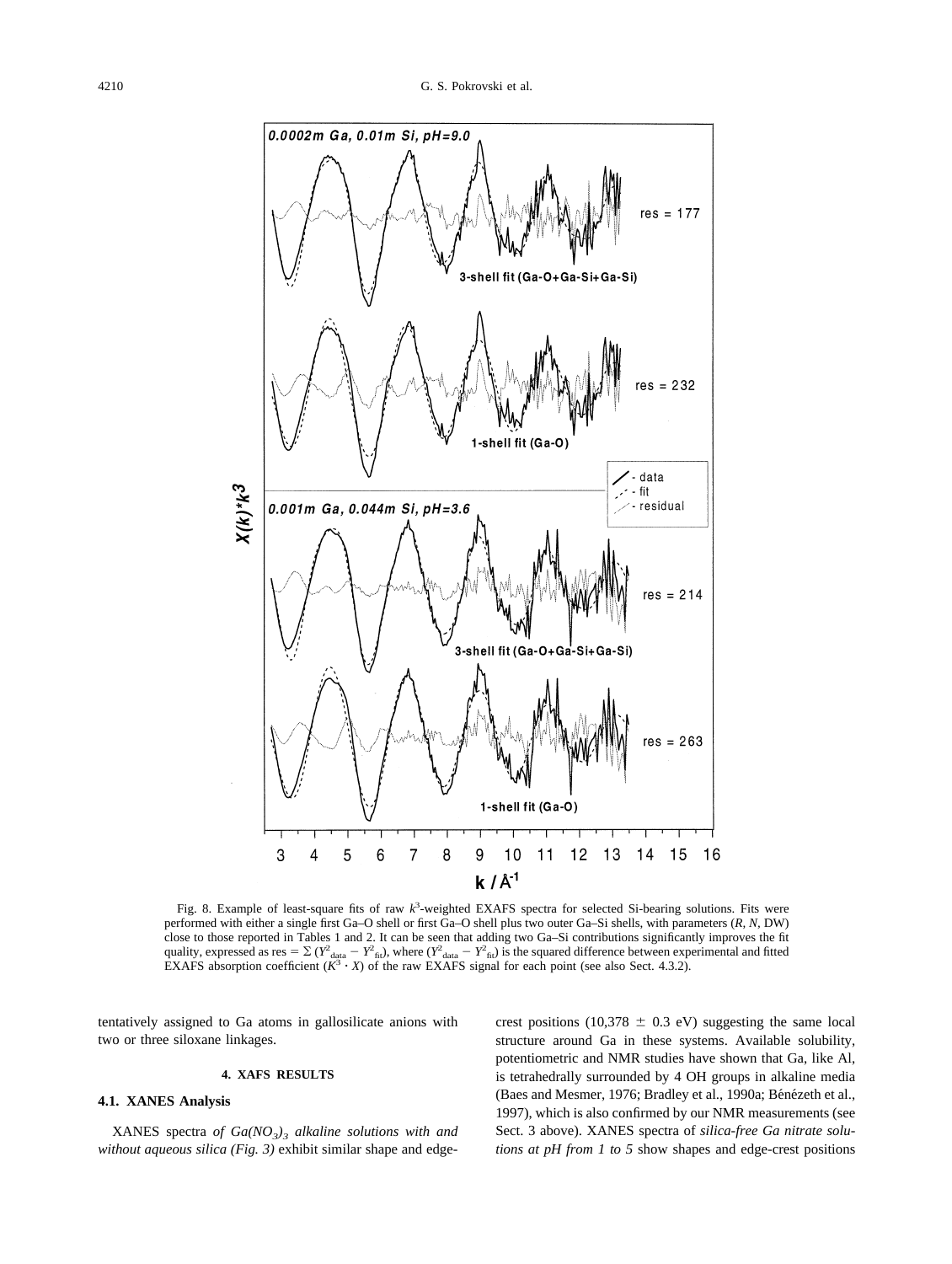Fig. 8. Example of least-square fits of raw $k^3$-weighted EXAFS spectra for selected Si-bearing solutions. Fits were performed with either a single first Ga–O shell or first Ga–O shell plus two outer Ga–Si shells, with parameters (*R*, *N*, DW) close to those reported in Tables 1 and 2. It can be seen that adding two Ga–Si contributions significantly improves the fit quality, expressed as res = $\Sigma (Y^2_{data} - Y^2_{fit})$, where $(Y^2_{data} - Y^2_{fit})$ is the squared difference between experimental and fitted EXAFS absorption coefficient ($K^3 \cdot X$) of the raw EXAFS signal for each point (see also Sect. 4.3.2).

tentatively assigned to Ga atoms in gallosilicate anions with two or three siloxane linkages.

## 4. XAFS RESULTS

### 4.1. XANES Analysis

XANES spectra *of $Ga(NO_3)_3$ alkaline solutions with and without aqueous silica (Fig. 3)* exhibit similar shape and edge-crest positions (10,378 ± 0.3 eV) suggesting the same local structure around Ga in these systems. Available solubility, potentiometric and NMR studies have shown that Ga, like Al, is tetrahedrally surrounded by 4 OH groups in alkaline media (Baes and Mesmer, 1976; Bradley et al., 1990a; Bénézeth et al., 1997), which is also confirmed by our NMR measurements (see Sect. 3 above). XANES spectra of *silica-free Ga nitrate solutions at pH from 1 to 5* show shapes and edge-crest positions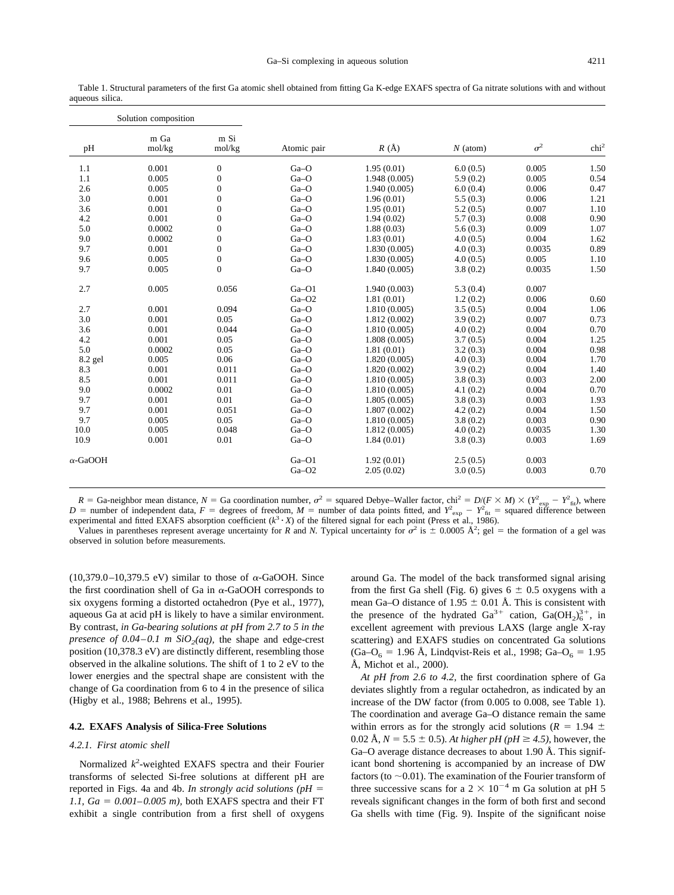Table 1. Structural parameters of the first Ga atomic shell obtained from fitting Ga K-edge EXAFS spectra of Ga nitrate solutions with and without aqueous silica.

| Solution composition | | | | | | | |
|---|---|---|---|---|---|---|---|
| pH | m Ga mol/kg | m Si mol/kg | Atomic pair | $R$ (Å) | $N$ (atom) | $\sigma^2$ | chi$^2$ |
| 1.1 | 0.001 | 0 | Ga–O | 1.95 (0.01) | 6.0 (0.5) | 0.005 | 1.50 |
| 1.1 | 0.005 | 0 | Ga–O | 1.948 (0.005) | 5.9 (0.2) | 0.005 | 0.54 |
| 2.6 | 0.005 | 0 | Ga–O | 1.940 (0.005) | 6.0 (0.4) | 0.006 | 0.47 |
| 3.0 | 0.001 | 0 | Ga–O | 1.96 (0.01) | 5.5 (0.3) | 0.006 | 1.21 |
| 3.6 | 0.001 | 0 | Ga–O | 1.95 (0.01) | 5.2 (0.5) | 0.007 | 1.10 |
| 4.2 | 0.001 | 0 | Ga–O | 1.94 (0.02) | 5.7 (0.3) | 0.008 | 0.90 |
| 5.0 | 0.0002 | 0 | Ga–O | 1.88 (0.03) | 5.6 (0.3) | 0.009 | 1.07 |
| 9.0 | 0.0002 | 0 | Ga–O | 1.83 (0.01) | 4.0 (0.5) | 0.004 | 1.62 |
| 9.7 | 0.001 | 0 | Ga–O | 1.830 (0.005) | 4.0 (0.3) | 0.0035 | 0.89 |
| 9.6 | 0.005 | 0 | Ga–O | 1.830 (0.005) | 4.0 (0.5) | 0.005 | 1.10 |
| 9.7 | 0.005 | 0 | Ga–O | 1.840 (0.005) | 3.8 (0.2) | 0.0035 | 1.50 |
| 2.7 | 0.005 | 0.056 | Ga–O1 | 1.940 (0.003) | 5.3 (0.4) | 0.007 | |
| | | | Ga–O2 | 1.81 (0.01) | 1.2 (0.2) | 0.006 | 0.60 |
| 2.7 | 0.001 | 0.094 | Ga–O | 1.810 (0.005) | 3.5 (0.5) | 0.004 | 1.06 |
| 3.0 | 0.001 | 0.05 | Ga–O | 1.812 (0.002) | 3.9 (0.2) | 0.007 | 0.73 |
| 3.6 | 0.001 | 0.044 | Ga–O | 1.810 (0.005) | 4.0 (0.2) | 0.004 | 0.70 |
| 4.2 | 0.001 | 0.05 | Ga–O | 1.808 (0.005) | 3.7 (0.5) | 0.004 | 1.25 |
| 5.0 | 0.0002 | 0.05 | Ga–O | 1.81 (0.01) | 3.2 (0.3) | 0.004 | 0.98 |
| 8.2 gel | 0.005 | 0.06 | Ga–O | 1.820 (0.005) | 4.0 (0.3) | 0.004 | 1.70 |
| 8.3 | 0.001 | 0.011 | Ga–O | 1.820 (0.002) | 3.9 (0.2) | 0.004 | 1.40 |
| 8.5 | 0.001 | 0.011 | Ga–O | 1.810 (0.005) | 3.8 (0.3) | 0.003 | 2.00 |
| 9.0 | 0.0002 | 0.01 | Ga–O | 1.810 (0.005) | 4.1 (0.2) | 0.004 | 0.70 |
| 9.7 | 0.001 | 0.01 | Ga–O | 1.805 (0.005) | 3.8 (0.3) | 0.003 | 1.93 |
| 9.7 | 0.001 | 0.051 | Ga–O | 1.807 (0.002) | 4.2 (0.2) | 0.004 | 1.50 |
| 9.7 | 0.005 | 0.05 | Ga–O | 1.810 (0.005) | 3.8 (0.2) | 0.003 | 0.90 |
| 10.0 | 0.005 | 0.048 | Ga–O | 1.812 (0.005) | 4.0 (0.2) | 0.0035 | 1.30 |
| 10.9 | 0.001 | 0.01 | Ga–O | 1.84 (0.01) | 3.8 (0.3) | 0.003 | 1.69 |
| α-GaOOH | | | Ga–O1 | 1.92 (0.01) | 2.5 (0.5) | 0.003 | |
| | | | Ga–O2 | 2.05 (0.02) | 3.0 (0.5) | 0.003 | 0.70 |

$R$ = Ga-neighbor mean distance, $N$ = Ga coordination number, $\sigma^2$ = squared Debye–Waller factor, chi$^2$ = $D/(F \times M) \times (Y^2_{exp} - Y^2_{fit})$, where $D$ = number of independent data, $F$ = degrees of freedom, $M$ = number of data points fitted, and $Y^2_{exp} - Y^2_{fit}$ = squared difference between experimental and fitted EXAFS absorption coefficient ($k^3 \cdot X$) of the filtered signal for each point (Press et al., 1986).

Values in parentheses represent average uncertainty for $R$ and $N$. Typical uncertainty for $\sigma^2$ is ± 0.0005 Å$^2$; gel = the formation of a gel was observed in solution before measurements.

(10,379.0–10,379.5 eV) similar to those of α-GaOOH. Since the first coordination shell of Ga in α-GaOOH corresponds to six oxygens forming a distorted octahedron (Pye et al., 1977), aqueous Ga at acid pH is likely to have a similar environment. By contrast, *in Ga-bearing solutions at pH from 2.7 to 5 in the presence of 0.04–0.1 m $SiO_2(aq)$,* the shape and edge-crest position (10,378.3 eV) are distinctly different, resembling those observed in the alkaline solutions. The shift of 1 to 2 eV to the lower energies and the spectral shape are consistent with the change of Ga coordination from 6 to 4 in the presence of silica (Higby et al., 1988; Behrens et al., 1995).

### 4.2. EXAFS Analysis of Silica-Free Solutions

#### 4.2.1. First atomic shell

Normalized $k^2$-weighted EXAFS spectra and their Fourier transforms of selected Si-free solutions at different pH are reported in Figs. 4a and 4b. *In strongly acid solutions (pH = 1.1, Ga = 0.001–0.005 m),* both EXAFS spectra and their FT exhibit a single contribution from a first shell of oxygens around Ga. The model of the back transformed signal arising from the first Ga shell (Fig. 6) gives 6 ± 0.5 oxygens with a mean Ga–O distance of 1.95 ± 0.01 Å. This is consistent with the presence of the hydrated $Ga^{3+}$ cation, $Ga(OH_2)_6^{3+}$, in excellent agreement with previous LAXS (large angle X-ray scattering) and EXAFS studies on concentrated Ga solutions ($Ga–O_6$ = 1.96 Å, Lindqvist-Reis et al., 1998; $Ga–O_6$ = 1.95 Å, Michot et al., 2000).

*At pH from 2.6 to 4.2,* the first coordination sphere of Ga deviates slightly from a regular octahedron, as indicated by an increase of the DW factor (from 0.005 to 0.008, see Table 1). The coordination and average Ga–O distance remain the same within errors as for the strongly acid solutions ($R$ = 1.94 ± 0.02 Å, $N$ = 5.5 ± 0.5). *At higher pH (pH ≥ 4.5),* however, the Ga–O average distance decreases to about 1.90 Å. This significant bond shortening is accompanied by an increase of DW factors (to ~0.01). The examination of the Fourier transform of three successive scans for a $2 \times 10^{-4}$ m Ga solution at pH 5 reveals significant changes in the form of both first and second Ga shells with time (Fig. 9). Inspite of the significant noise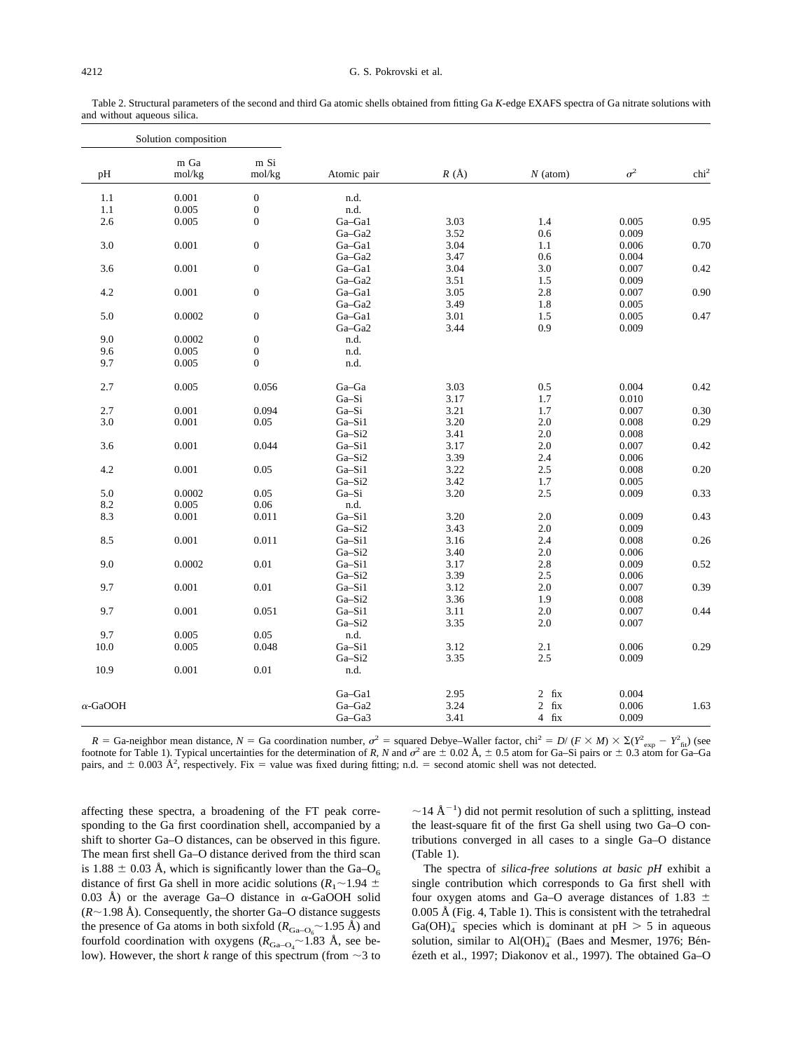Table 2. Structural parameters of the second and third Ga atomic shells obtained from fitting Ga *K*-edge EXAFS spectra of Ga nitrate solutions with and without aqueous silica.

| Solution composition | | | | | | | |
|---|---|---|---|---|---|---|---|
| pH | m Ga mol/kg | m Si mol/kg | Atomic pair | $R$ (Å) | $N$ (atom) | $\sigma^2$ | chi$^2$ |
| 1.1 | 0.001 | 0 | n.d. | | | | |
| 1.1 | 0.005 | 0 | n.d. | | | | |
| 2.6 | 0.005 | 0 | Ga–Ga1 | 3.03 | 1.4 | 0.005 | 0.95 |
| | | | Ga–Ga2 | 3.52 | 0.6 | 0.009 | |
| 3.0 | 0.001 | 0 | Ga–Ga1 | 3.04 | 1.1 | 0.006 | 0.70 |
| | | | Ga–Ga2 | 3.47 | 0.6 | 0.004 | |
| 3.6 | 0.001 | 0 | Ga–Ga1 | 3.04 | 3.0 | 0.007 | 0.42 |
| | | | Ga–Ga2 | 3.51 | 1.5 | 0.009 | |
| 4.2 | 0.001 | 0 | Ga–Ga1 | 3.05 | 2.8 | 0.007 | 0.90 |
| | | | Ga–Ga2 | 3.49 | 1.8 | 0.005 | |
| 5.0 | 0.0002 | 0 | Ga–Ga1 | 3.01 | 1.5 | 0.005 | 0.47 |
| | | | Ga–Ga2 | 3.44 | 0.9 | 0.009 | |
| 9.0 | 0.0002 | 0 | n.d. | | | | |
| 9.6 | 0.005 | 0 | n.d. | | | | |
| 9.7 | 0.005 | 0 | n.d. | | | | |
| 2.7 | 0.005 | 0.056 | Ga–Ga | 3.03 | 0.5 | 0.004 | 0.42 |
| | | | Ga–Si | 3.17 | 1.7 | 0.010 | |
| 2.7 | 0.001 | 0.094 | Ga–Si | 3.21 | 1.7 | 0.007 | 0.30 |
| 3.0 | 0.001 | 0.05 | Ga–Si1 | 3.20 | 2.0 | 0.008 | 0.29 |
| | | | Ga–Si2 | 3.41 | 2.0 | 0.008 | |
| 3.6 | 0.001 | 0.044 | Ga–Si1 | 3.17 | 2.0 | 0.007 | 0.42 |
| | | | Ga–Si2 | 3.39 | 2.4 | 0.006 | |
| 4.2 | 0.001 | 0.05 | Ga–Si1 | 3.22 | 2.5 | 0.008 | 0.20 |
| | | | Ga–Si2 | 3.42 | 1.7 | 0.005 | |
| 5.0 | 0.0002 | 0.05 | Ga–Si | 3.20 | 2.5 | 0.009 | 0.33 |
| 8.2 | 0.005 | 0.06 | n.d. | | | | |
| 8.3 | 0.001 | 0.011 | Ga–Si1 | 3.20 | 2.0 | 0.009 | 0.43 |
| | | | Ga–Si2 | 3.43 | 2.0 | 0.009 | |
| 8.5 | 0.001 | 0.011 | Ga–Si1 | 3.16 | 2.4 | 0.008 | 0.26 |
| | | | Ga–Si2 | 3.40 | 2.0 | 0.006 | |
| 9.0 | 0.0002 | 0.01 | Ga–Si1 | 3.17 | 2.8 | 0.009 | 0.52 |
| | | | Ga–Si2 | 3.39 | 2.5 | 0.006 | |
| 9.7 | 0.001 | 0.01 | Ga–Si1 | 3.12 | 2.0 | 0.007 | 0.39 |
| | | | Ga–Si2 | 3.36 | 1.9 | 0.008 | |
| 9.7 | 0.001 | 0.051 | Ga–Si1 | 3.11 | 2.0 | 0.007 | 0.44 |
| | | | Ga–Si2 | 3.35 | 2.0 | 0.007 | |
| 9.7 | 0.005 | 0.05 | n.d. | | | | |
| 10.0 | 0.005 | 0.048 | Ga–Si1 | 3.12 | 2.1 | 0.006 | 0.29 |
| | | | Ga–Si2 | 3.35 | 2.5 | 0.009 | |
| 10.9 | 0.001 | 0.01 | n.d. | | | | |
| | | | Ga–Ga1 | 2.95 | 2 fix | 0.004 | |
| α-GaOOH | | | Ga–Ga2 | 3.24 | 2 fix | 0.006 | 1.63 |
| | | | Ga–Ga3 | 3.41 | 4 fix | 0.009 | |

$R$ = Ga-neighbor mean distance, $N$ = Ga coordination number, $\sigma^2$ = squared Debye–Waller factor, chi$^2$ = $D/(F \times M) \times \Sigma(Y^2_{exp} - Y^2_{fit})$ (see footnote for Table 1). Typical uncertainties for the determination of $R$, $N$ and $\sigma^2$ are ± 0.02 Å, ± 0.5 atom for Ga–Si pairs or ± 0.3 atom for Ga–Ga pairs, and ± 0.003 Å$^2$, respectively. Fix = value was fixed during fitting; n.d. = second atomic shell was not detected.

affecting these spectra, a broadening of the FT peak corresponding to the Ga first coordination shell, accompanied by a shift to shorter Ga–O distances, can be observed in this figure. The mean first shell Ga–O distance derived from the third scan is 1.88 ± 0.03 Å, which is significantly lower than the Ga–$O_6$ distance of first Ga shell in more acidic solutions ($R_1$~1.94 ± 0.03 Å) or the average Ga–O distance in α-GaOOH solid ($R$~1.98 Å). Consequently, the shorter Ga–O distance suggests the presence of Ga atoms in both sixfold ($R_{Ga-O_6}$~1.95 Å) and fourfold coordination with oxygens ($R_{Ga-O_4}$~1.83 Å, see below). However, the short $k$ range of this spectrum (from ~3 to ~14 Å$^{-1}$) did not permit resolution of such a splitting, instead the least-square fit of the first Ga shell using two Ga–O contributions converged in all cases to a single Ga–O distance (Table 1).

The spectra of *silica-free solutions at basic pH* exhibit a single contribution which corresponds to Ga first shell with four oxygen atoms and Ga–O average distances of 1.83 ± 0.005 Å (Fig. 4, Table 1). This is consistent with the tetrahedral $Ga(OH)_4^-$ species which is dominant at pH > 5 in aqueous solution, similar to $Al(OH)_4^-$ (Baes and Mesmer, 1976; Bénézeth et al., 1997; Diakonov et al., 1997). The obtained Ga–O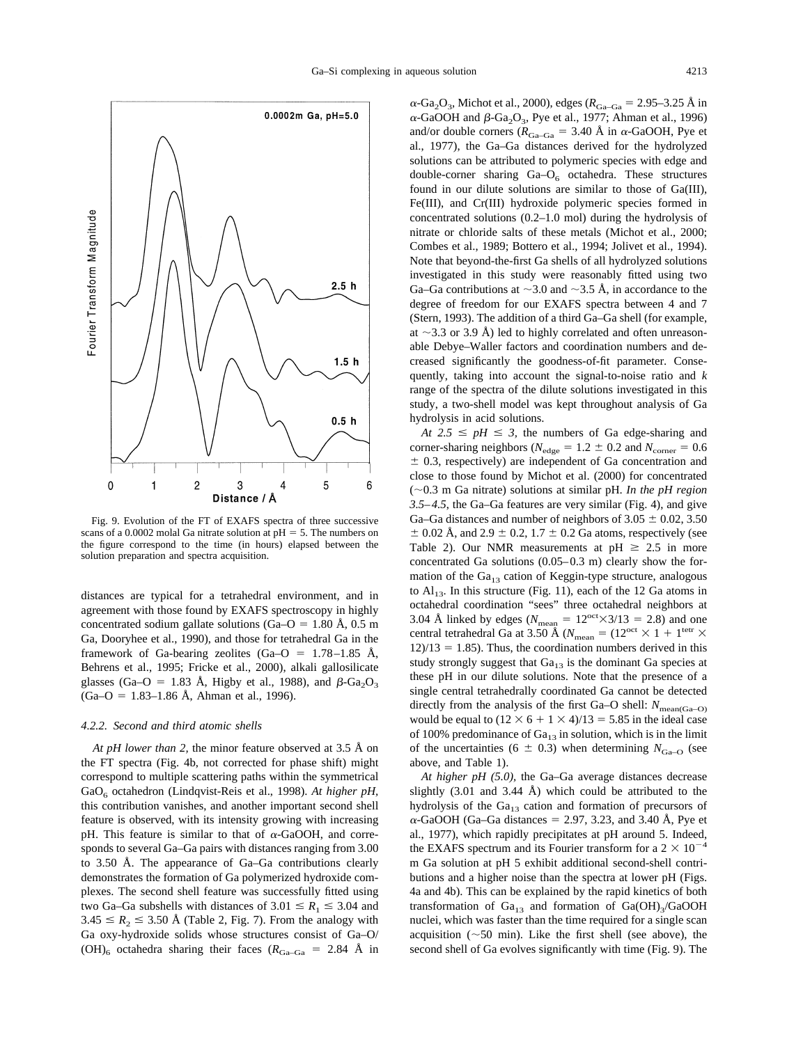Fig. 9. Evolution of the FT of EXAFS spectra of three successive scans of a 0.0002 molal Ga nitrate solution at pH = 5. The numbers on the figure correspond to the time (in hours) elapsed between the solution preparation and spectra acquisition.

distances are typical for a tetrahedral environment, and in agreement with those found by EXAFS spectroscopy in highly concentrated sodium gallate solutions (Ga–O = 1.80 Å, 0.5 m Ga, Dooryhee et al., 1990), and those for tetrahedral Ga in the framework of Ga-bearing zeolites (Ga–O = 1.78–1.85 Å, Behrens et al., 1995; Fricke et al., 2000), alkali gallosilicate glasses (Ga–O = 1.83 Å, Higby et al., 1988), and $\beta$-$Ga_2O_3$ (Ga–O = 1.83–1.86 Å, Ahman et al., 1996).

#### 4.2.2. Second and third atomic shells

*At pH lower than 2,* the minor feature observed at 3.5 Å on the FT spectra (Fig. 4b, not corrected for phase shift) might correspond to multiple scattering paths within the symmetrical $GaO_6$ octahedron (Lindqvist-Reis et al., 1998). *At higher pH,* this contribution vanishes, and another important second shell feature is observed, with its intensity growing with increasing pH. This feature is similar to that of $\alpha$-GaOOH, and corresponds to several Ga–Ga pairs with distances ranging from 3.00 to 3.50 Å. The appearance of Ga–Ga contributions clearly demonstrates the formation of Ga polymerized hydroxide complexes. The second shell feature was successfully fitted using two Ga–Ga subshells with distances of $3.01 \leq R_1 \leq 3.04$ and $3.45 \leq R_2 \leq 3.50$ Å (Table 2, Fig. 7). From the analogy with Ga oxy-hydroxide solids whose structures consist of Ga–O/$(OH)_6$ octahedra sharing their faces ($R_{Ga-Ga}$ = 2.84 Å in $\alpha$-$Ga_2O_3$, Michot et al., 2000), edges ($R_{Ga-Ga}$ = 2.95–3.25 Å in $\alpha$-GaOOH and $\beta$-$Ga_2O_3$, Pye et al., 1977; Ahman et al., 1996) and/or double corners ($R_{Ga-Ga}$ = 3.40 Å in $\alpha$-GaOOH, Pye et al., 1977), the Ga–Ga distances derived for the hydrolyzed solutions can be attributed to polymeric species with edge and double-corner sharing Ga–$O_6$ octahedra. These structures found in our dilute solutions are similar to those of Ga(III), Fe(III), and Cr(III) hydroxide polymeric species formed in concentrated solutions (0.2–1.0 mol) during the hydrolysis of nitrate or chloride salts of these metals (Michot et al., 2000; Combes et al., 1989; Bottero et al., 1994; Jolivet et al., 1994). Note that beyond-the-first Ga shells of all hydrolyzed solutions investigated in this study were reasonably fitted using two Ga–Ga contributions at ~3.0 and ~3.5 Å, in accordance to the degree of freedom for our EXAFS spectra between 4 and 7 (Stern, 1993). The addition of a third Ga–Ga shell (for example, at ~3.3 or 3.9 Å) led to highly correlated and often unreasonable Debye–Waller factors and coordination numbers and decreased significantly the goodness-of-fit parameter. Consequently, taking into account the signal-to-noise ratio and $k$ range of the spectra of the dilute solutions investigated in this study, a two-shell model was kept throughout analysis of Ga hydrolysis in acid solutions.

*At* $2.5 \leq pH \leq 3$, the numbers of Ga edge-sharing and corner-sharing neighbors ($N_{edge} = 1.2 \pm 0.2$ and $N_{corner} = 0.6 \pm 0.3$, respectively) are independent of Ga concentration and close to those found by Michot et al. (2000) for concentrated (~0.3 m Ga nitrate) solutions at similar pH. *In the pH region 3.5–4.5,* the Ga–Ga features are very similar (Fig. 4), and give Ga–Ga distances and number of neighbors of 3.05 ± 0.02, 3.50 ± 0.02 Å, and 2.9 ± 0.2, 1.7 ± 0.2 Ga atoms, respectively (see Table 2). Our NMR measurements at pH ≥ 2.5 in more concentrated Ga solutions (0.05–0.3 m) clearly show the formation of the $Ga_{13}$ cation of Keggin-type structure, analogous to $Al_{13}$. In this structure (Fig. 11), each of the 12 Ga atoms in octahedral coordination "sees" three octahedral neighbors at 3.04 Å linked by edges ($N_{mean} = 12^{oct} \times 3/13 = 2.8$) and one central tetrahedral Ga at 3.50 Å ($N_{mean} = (12^{oct} \times 1 + 1^{tetr} \times 12)/13 = 1.85$). Thus, the coordination numbers derived in this study strongly suggest that $Ga_{13}$ is the dominant Ga species at these pH in our dilute solutions. Note that the presence of a single central tetrahedrally coordinated Ga cannot be detected directly from the analysis of the first Ga–O shell: $N_{mean(Ga-O)}$ would be equal to $(12 \times 6 + 1 \times 4)/13 = 5.85$ in the ideal case of 100% predominance of $Ga_{13}$ in solution, which is in the limit of the uncertainties (6 ± 0.3) when determining $N_{Ga-O}$ (see above, and Table 1).

*At higher pH (5.0),* the Ga–Ga average distances decrease slightly (3.01 and 3.44 Å) which could be attributed to the hydrolysis of the $Ga_{13}$ cation and formation of precursors of $\alpha$-GaOOH (Ga–Ga distances = 2.97, 3.23, and 3.40 Å, Pye et al., 1977), which rapidly precipitates at pH around 5. Indeed, the EXAFS spectrum and its Fourier transform for a $2 \times 10^{-4}$ m Ga solution at pH 5 exhibit additional second-shell contributions and a higher noise than the spectra at lower pH (Figs. 4a and 4b). This can be explained by the rapid kinetics of both transformation of $Ga_{13}$ and formation of $Ga(OH)_3$/GaOOH nuclei, which was faster than the time required for a single scan acquisition (~50 min). Like the first shell (see above), the second shell of Ga evolves significantly with time (Fig. 9). The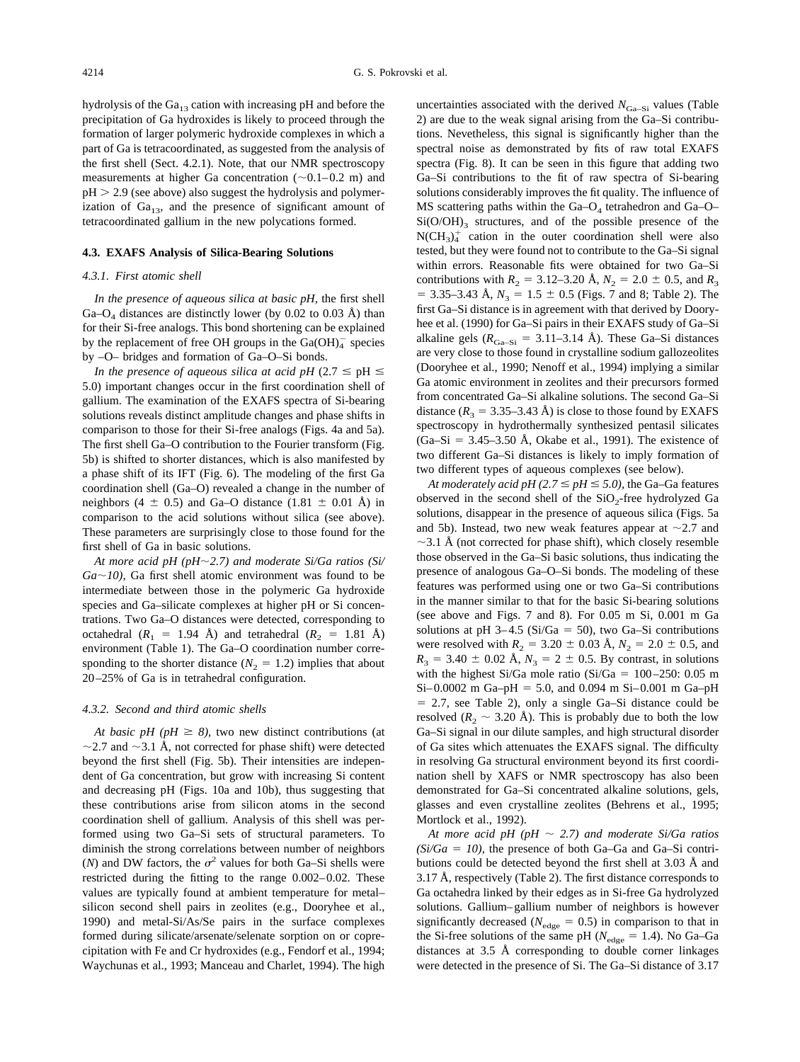hydrolysis of the $Ga_{13}$ cation with increasing pH and before the precipitation of Ga hydroxides is likely to proceed through the formation of larger polymeric hydroxide complexes in which a part of Ga is tetracoordinated, as suggested from the analysis of the first shell (Sect. 4.2.1). Note, that our NMR spectroscopy measurements at higher Ga concentration (~0.1–0.2 m) and pH > 2.9 (see above) also suggest the hydrolysis and polymerization of $Ga_{13}$, and the presence of significant amount of tetracoordinated gallium in the new polycations formed.

### 4.3. EXAFS Analysis of Silica-Bearing Solutions

#### 4.3.1. First atomic shell

*In the presence of aqueous silica at basic pH*, the first shell $Ga–O_4$ distances are distinctly lower (by 0.02 to 0.03 Å) than for their Si-free analogs. This bond shortening can be explained by the replacement of free OH groups in the $Ga(OH)_4^-$ species by –O– bridges and formation of Ga–O–Si bonds.

*In the presence of aqueous silica at acid pH* ($2.7 \leq pH \leq 5.0$) important changes occur in the first coordination shell of gallium. The examination of the EXAFS spectra of Si-bearing solutions reveals distinct amplitude changes and phase shifts in comparison to those for their Si-free analogs (Figs. 4a and 5a). The first shell Ga–O contribution to the Fourier transform (Fig. 5b) is shifted to shorter distances, which is also manifested by a phase shift of its IFT (Fig. 6). The modeling of the first Ga coordination shell (Ga–O) revealed a change in the number of neighbors (4 ± 0.5) and Ga–O distance (1.81 ± 0.01 Å) in comparison to the acid solutions without silica (see above). These parameters are surprisingly close to those found for the first shell of Ga in basic solutions.

*At more acid pH (pH~2.7) and moderate Si/Ga ratios (Si/Ga~10)*, Ga first shell atomic environment was found to be intermediate between those in the polymeric Ga hydroxide species and Ga–silicate complexes at higher pH or Si concentrations. Two Ga–O distances were detected, corresponding to octahedral ($R_1$ = 1.94 Å) and tetrahedral ($R_2$ = 1.81 Å) environment (Table 1). The Ga–O coordination number corresponding to the shorter distance ($N_2$ = 1.2) implies that about 20–25% of Ga is in tetrahedral configuration.

#### 4.3.2. Second and third atomic shells

*At basic pH (pH ≥ 8)*, two new distinct contributions (at ~2.7 and ~3.1 Å, not corrected for phase shift) were detected beyond the first shell (Fig. 5b). Their intensities are independent of Ga concentration, but grow with increasing Si content and decreasing pH (Figs. 10a and 10b), thus suggesting that these contributions arise from silicon atoms in the second coordination shell of gallium. Analysis of this shell was performed using two Ga–Si sets of structural parameters. To diminish the strong correlations between number of neighbors ($N$) and DW factors, the $\sigma^2$ values for both Ga–Si shells were restricted during the fitting to the range 0.002–0.02. These values are typically found at ambient temperature for metal–silicon second shell pairs in zeolites (e.g., Dooryhee et al., 1990) and metal-Si/As/Se pairs in the surface complexes formed during silicate/arsenate/selenate sorption on or coprecipitation with Fe and Cr hydroxides (e.g., Fendorf et al., 1994; Waychunas et al., 1993; Manceau and Charlet, 1994). The high uncertainties associated with the derived $N_{Ga–Si}$ values (Table 2) are due to the weak signal arising from the Ga–Si contributions. Nevetheless, this signal is significantly higher than the spectral noise as demonstrated by fits of raw total EXAFS spectra (Fig. 8). It can be seen in this figure that adding two Ga–Si contributions to the fit of raw spectra of Si-bearing solutions considerably improves the fit quality. The influence of MS scattering paths within the $Ga–O_4$ tetrahedron and Ga–O–$Si(O/OH)_3$ structures, and of the possible presence of the $N(CH_3)_4^+$ cation in the outer coordination shell were also tested, but they were found not to contribute to the Ga–Si signal within errors. Reasonable fits were obtained for two Ga–Si contributions with $R_2$ = 3.12–3.20 Å, $N_2$ = 2.0 ± 0.5, and $R_3$ = 3.35–3.43 Å, $N_3$ = 1.5 ± 0.5 (Figs. 7 and 8; Table 2). The first Ga–Si distance is in agreement with that derived by Dooryhee et al. (1990) for Ga–Si pairs in their EXAFS study of Ga–Si alkaline gels ($R_{Ga–Si}$ = 3.11–3.14 Å). These Ga–Si distances are very close to those found in crystalline sodium gallozeolites (Dooryhee et al., 1990; Nenoff et al., 1994) implying a similar Ga atomic environment in zeolites and their precursors formed from concentrated Ga–Si alkaline solutions. The second Ga–Si distance ($R_3$ = 3.35–3.43 Å) is close to those found by EXAFS spectroscopy in hydrothermally synthesized pentasil silicates (Ga–Si = 3.45–3.50 Å, Okabe et al., 1991). The existence of two different Ga–Si distances is likely to imply formation of two different types of aqueous complexes (see below).

*At moderately acid pH (2.7 ≤ pH ≤ 5.0)*, the Ga–Ga features observed in the second shell of the $SiO_2$-free hydrolyzed Ga solutions, disappear in the presence of aqueous silica (Figs. 5a and 5b). Instead, two new weak features appear at ~2.7 and ~3.1 Å (not corrected for phase shift), which closely resemble those observed in the Ga–Si basic solutions, thus indicating the presence of analogous Ga–O–Si bonds. The modeling of these features was performed using one or two Ga–Si contributions in the manner similar to that for the basic Si-bearing solutions (see above and Figs. 7 and 8). For 0.05 m Si, 0.001 m Ga solutions at pH 3–4.5 (Si/Ga = 50), two Ga–Si contributions were resolved with $R_2$ = 3.20 ± 0.03 Å, $N_2$ = 2.0 ± 0.5, and $R_3$ = 3.40 ± 0.02 Å, $N_3$ = 2 ± 0.5. By contrast, in solutions with the highest Si/Ga mole ratio (Si/Ga = 100–250: 0.05 m Si–0.0002 m Ga–pH = 5.0, and 0.094 m Si–0.001 m Ga–pH = 2.7, see Table 2), only a single Ga–Si distance could be resolved ($R_2$ ~ 3.20 Å). This is probably due to both the low Ga–Si signal in our dilute samples, and high structural disorder of Ga sites which attenuates the EXAFS signal. The difficulty in resolving Ga structural environment beyond its first coordination shell by XAFS or NMR spectroscopy has also been demonstrated for Ga–Si concentrated alkaline solutions, gels, glasses and even crystalline zeolites (Behrens et al., 1995; Mortlock et al., 1992).

*At more acid pH (pH ~ 2.7) and moderate Si/Ga ratios (Si/Ga = 10)*, the presence of both Ga–Ga and Ga–Si contributions could be detected beyond the first shell at 3.03 Å and 3.17 Å, respectively (Table 2). The first distance corresponds to Ga octahedra linked by their edges as in Si-free Ga hydrolyzed solutions. Gallium–gallium number of neighbors is however significantly decreased ($N_{edge}$ = 0.5) in comparison to that in the Si-free solutions of the same pH ($N_{edge}$ = 1.4). No Ga–Ga distances at 3.5 Å corresponding to double corner linkages were detected in the presence of Si. The Ga–Si distance of 3.17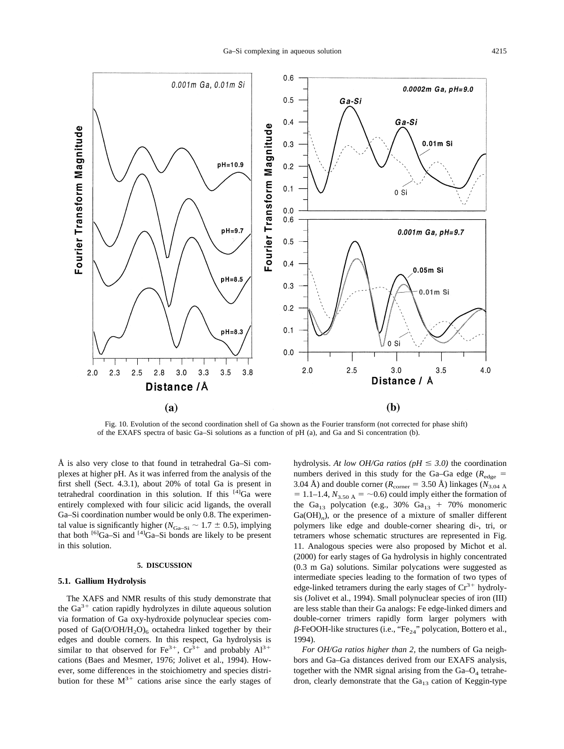Fig. 10. Evolution of the second coordination shell of Ga shown as the Fourier transform (not corrected for phase shift) of the EXAFS spectra of basic Ga–Si solutions as a function of pH (a), and Ga and Si concentration (b).

Å is also very close to that found in tetrahedral Ga–Si complexes at higher pH. As it was inferred from the analysis of the first shell (Sect. 4.3.1), about 20% of total Ga is present in tetrahedral coordination in this solution. If this $^{[4]}$Ga were entirely complexed with four silicic acid ligands, the overall Ga–Si coordination number would be only 0.8. The experimental value is significantly higher ($N_{Ga\text{–}Si} \sim 1.7 \pm 0.5$), implying that both $^{[6]}$Ga–Si and $^{[4]}$Ga–Si bonds are likely to be present in this solution.

## 5. DISCUSSION

### 5.1. Gallium Hydrolysis

The XAFS and NMR results of this study demonstrate that the $Ga^{3+}$ cation rapidly hydrolyzes in dilute aqueous solution via formation of Ga oxy-hydroxide polynuclear species composed of $Ga(O/OH/H_2O)_6$ octahedra linked together by their edges and double corners. In this respect, Ga hydrolysis is similar to that observed for $Fe^{3+}$, $Cr^{3+}$ and probably $Al^{3+}$ cations (Baes and Mesmer, 1976; Jolivet et al., 1994). However, some differences in the stoichiometry and species distribution for these $M^{3+}$ cations arise since the early stages of hydrolysis. *At low OH/Ga ratios (pH ≤ 3.0)* the coordination numbers derived in this study for the Ga–Ga edge ($R_{edge}$ = 3.04 Å) and double corner ($R_{corner}$ = 3.50 Å) linkages ($N_{3.04\ Å}$ = 1.1–1.4, $N_{3.50\ Å}$ = ~0.6) could imply either the formation of the $Ga_{13}$ polycation (e.g., 30% $Ga_{13}$ + 70% monomeric $Ga(OH)_n$), or the presence of a mixture of smaller different polymers like edge and double-corner shearing di-, tri, or tetramers whose schematic structures are represented in Fig. 11. Analogous species were also proposed by Michot et al. (2000) for early stages of Ga hydrolysis in highly concentrated (0.3 m Ga) solutions. Similar polycations were suggested as intermediate species leading to the formation of two types of edge-linked tetramers during the early stages of $Cr^{3+}$ hydrolysis (Jolivet et al., 1994). Small polynuclear species of iron (III) are less stable than their Ga analogs: Fe edge-linked dimers and double-corner trimers rapidly form larger polymers with β-FeOOH-like structures (i.e., "$Fe_{24}$" polycation, Bottero et al., 1994).

*For OH/Ga ratios higher than 2*, the numbers of Ga neighbors and Ga–Ga distances derived from our EXAFS analysis, together with the NMR signal arising from the Ga–$O_4$ tetrahedron, clearly demonstrate that the $Ga_{13}$ cation of Keggin-type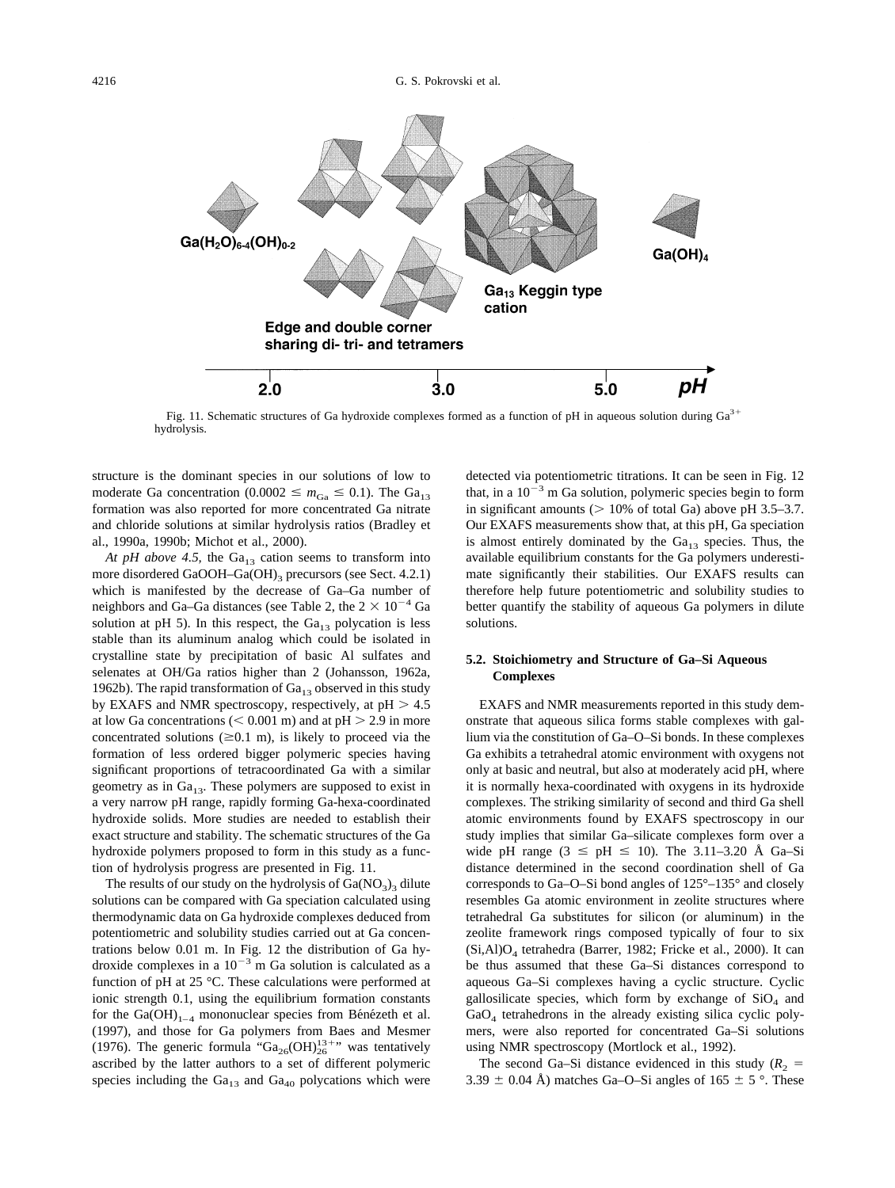Fig. 11. Schematic structures of Ga hydroxide complexes formed as a function of pH in aqueous solution during $Ga^{3+}$ hydrolysis.

structure is the dominant species in our solutions of low to moderate Ga concentration ($0.0002 \leq m_{Ga} \leq 0.1$). The $Ga_{13}$ formation was also reported for more concentrated Ga nitrate and chloride solutions at similar hydrolysis ratios (Bradley et al., 1990a, 1990b; Michot et al., 2000).

*At pH above 4.5,* the $Ga_{13}$ cation seems to transform into more disordered GaOOH–$Ga(OH)_3$ precursors (see Sect. 4.2.1) which is manifested by the decrease of Ga–Ga number of neighbors and Ga–Ga distances (see Table 2, the $2 \times 10^{-4}$ Ga solution at pH 5). In this respect, the $Ga_{13}$ polycation is less stable than its aluminum analog which could be isolated in crystalline state by precipitation of basic Al sulfates and selenates at OH/Ga ratios higher than 2 (Johansson, 1962a, 1962b). The rapid transformation of $Ga_{13}$ observed in this study by EXAFS and NMR spectroscopy, respectively, at pH > 4.5 at low Ga concentrations (< 0.001 m) and at pH > 2.9 in more concentrated solutions (≥0.1 m), is likely to proceed via the formation of less ordered bigger polymeric species having significant proportions of tetracoordinated Ga with a similar geometry as in $Ga_{13}$. These polymers are supposed to exist in a very narrow pH range, rapidly forming Ga-hexa-coordinated hydroxide solids. More studies are needed to establish their exact structure and stability. The schematic structures of the Ga hydroxide polymers proposed to form in this study as a function of hydrolysis progress are presented in Fig. 11.

The results of our study on the hydrolysis of $Ga(NO_3)_3$ dilute solutions can be compared with Ga speciation calculated using thermodynamic data on Ga hydroxide complexes deduced from potentiometric and solubility studies carried out at Ga concentrations below 0.01 m. In Fig. 12 the distribution of Ga hydroxide complexes in a $10^{-3}$ m Ga solution is calculated as a function of pH at 25 °C. These calculations were performed at ionic strength 0.1, using the equilibrium formation constants for the $Ga(OH)_{1-4}$ mononuclear species from Bénézeth et al. (1997), and those for Ga polymers from Baes and Mesmer (1976). The generic formula "$Ga_{26}(OH)_{26}^{13+}$" was tentatively ascribed by the latter authors to a set of different polymeric species including the $Ga_{13}$ and $Ga_{40}$ polycations which were detected via potentiometric titrations. It can be seen in Fig. 12 that, in a $10^{-3}$ m Ga solution, polymeric species begin to form in significant amounts (> 10% of total Ga) above pH 3.5–3.7. Our EXAFS measurements show that, at this pH, Ga speciation is almost entirely dominated by the $Ga_{13}$ species. Thus, the available equilibrium constants for the Ga polymers underestimate significantly their stabilities. Our EXAFS results can therefore help future potentiometric and solubility studies to better quantify the stability of aqueous Ga polymers in dilute solutions.

### 5.2. Stoichiometry and Structure of Ga–Si Aqueous Complexes

EXAFS and NMR measurements reported in this study demonstrate that aqueous silica forms stable complexes with gallium via the constitution of Ga–O–Si bonds. In these complexes Ga exhibits a tetrahedral atomic environment with oxygens not only at basic and neutral, but also at moderately acid pH, where it is normally hexa-coordinated with oxygens in its hydroxide complexes. The striking similarity of second and third Ga shell atomic environments found by EXAFS spectroscopy in our study implies that similar Ga–silicate complexes form over a wide pH range ($3 \leq pH \leq 10$). The 3.11–3.20 Å Ga–Si distance determined in the second coordination shell of Ga corresponds to Ga–O–Si bond angles of 125°–135° and closely resembles Ga atomic environment in zeolite structures where tetrahedral Ga substitutes for silicon (or aluminum) in the zeolite framework rings composed typically of four to six $(Si,Al)O_4$ tetrahedra (Barrer, 1982; Fricke et al., 2000). It can be thus assumed that these Ga–Si distances correspond to aqueous Ga–Si complexes having a cyclic structure. Cyclic gallosilicate species, which form by exchange of $SiO_4$ and $GaO_4$ tetrahedrons in the already existing silica cyclic polymers, were also reported for concentrated Ga–Si solutions using NMR spectroscopy (Mortlock et al., 1992).

The second Ga–Si distance evidenced in this study ($R_2$ = 3.39 ± 0.04 Å) matches Ga–O–Si angles of 165 ± 5 °. These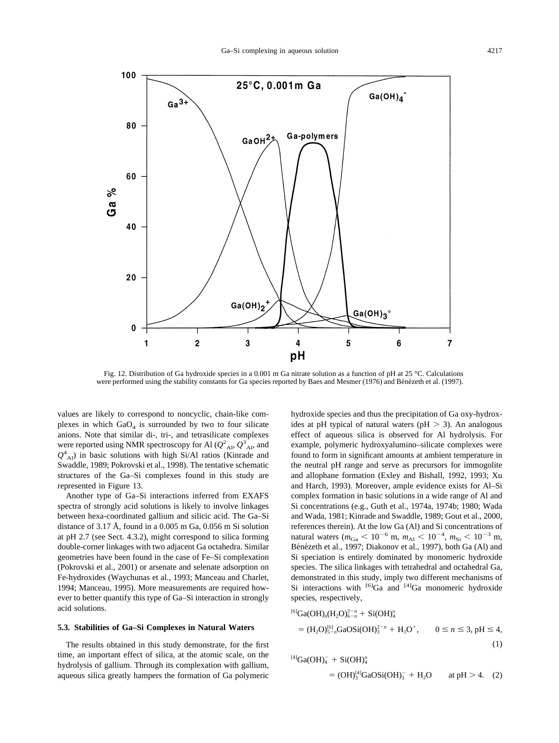Fig. 12. Distribution of Ga hydroxide species in a 0.001 m Ga nitrate solution as a function of pH at 25 °C. Calculations were performed using the stability constants for Ga species reported by Baes and Mesmer (1976) and Bénézeth et al. (1997).

values are likely to correspond to noncyclic, chain-like complexes in which $GaO_4$ is surrounded by two to four silicate anions. Note that similar di-, tri-, and tetrasilicate complexes were reported using NMR spectroscopy for Al ($Q^2_{Al}$, $Q^3_{Al}$, and $Q^4_{Al}$) in basic solutions with high Si/Al ratios (Kinrade and Swaddle, 1989; Pokrovski et al., 1998). The tentative schematic structures of the Ga–Si complexes found in this study are represented in Figure 13.

Another type of Ga–Si interactions inferred from EXAFS spectra of strongly acid solutions is likely to involve linkages between hexa-coordinated gallium and silicic acid. The Ga–Si distance of 3.17 Å, found in a 0.005 m Ga, 0.056 m Si solution at pH 2.7 (see Sect. 4.3.2), might correspond to silica forming double-corner linkages with two adjacent Ga octahedra. Similar geometries have been found in the case of Fe–Si complexation (Pokrovski et al., 2001) or arsenate and selenate adsorption on Fe-hydroxides (Waychunas et al., 1993; Manceau and Charlet, 1994; Manceau, 1995). More measurements are required however to better quantify this type of Ga–Si interaction in strongly acid solutions.

### 5.3. Stabilities of Ga–Si Complexes in Natural Waters

The results obtained in this study demonstrate, for the first time, an important effect of silica, at the atomic scale, on the hydrolysis of gallium. Through its complexation with gallium, aqueous silica greatly hampers the formation of Ga polymeric hydroxide species and thus the precipitation of Ga oxy-hydroxides at pH typical of natural waters (pH > 3). An analogous effect of aqueous silica is observed for Al hydrolysis. For example, polymeric hydroxyalumino–silicate complexes were found to form in significant amounts at ambient temperature in the neutral pH range and serve as precursors for immogolite and allophane formation (Exley and Bishall, 1992, 1993; Xu and Harch, 1993). Moreover, ample evidence exists for Al–Si complex formation in basic solutions in a wide range of Al and Si concentrations (e.g., Guth et al., 1974a, 1974b; 1980; Wada and Wada, 1981; Kinrade and Swaddle, 1989; Gout et al., 2000, references therein). At the low Ga (Al) and Si concentrations of natural waters ($m_{Ga} < 10^{-6}$ m, $m_{Al} < 10^{-4}$, $m_{Si} < 10^{-3}$ m, Bénézeth et al., 1997; Diakonov et al., 1997), both Ga (Al) and Si speciation is entirely dominated by monomeric hydroxide species. The silica linkages with tetrahedral and octahedral Ga, demonstrated in this study, imply two different mechanisms of Si interactions with $^{[6]}$Ga and $^{[4]}$Ga monomeric hydroxide species, respectively,

$$^{[6]}Ga(OH)_n(H_2O)_{6-n}^{3-n} + Si(OH)_4^o = (H_2O)_{5-n}^{[6]}GaOSi(OH)_3^{2-n} + H_3O^+, \qquad 0 \leq n \leq 3, \; pH \leq 4, \tag{1}$$

$$^{[4]}Ga(OH)_4^- + Si(OH)_4^o = (OH)_3^{[4]}GaOSi(OH)_3^- + H_2O \qquad \text{at pH} > 4. \tag{2}$$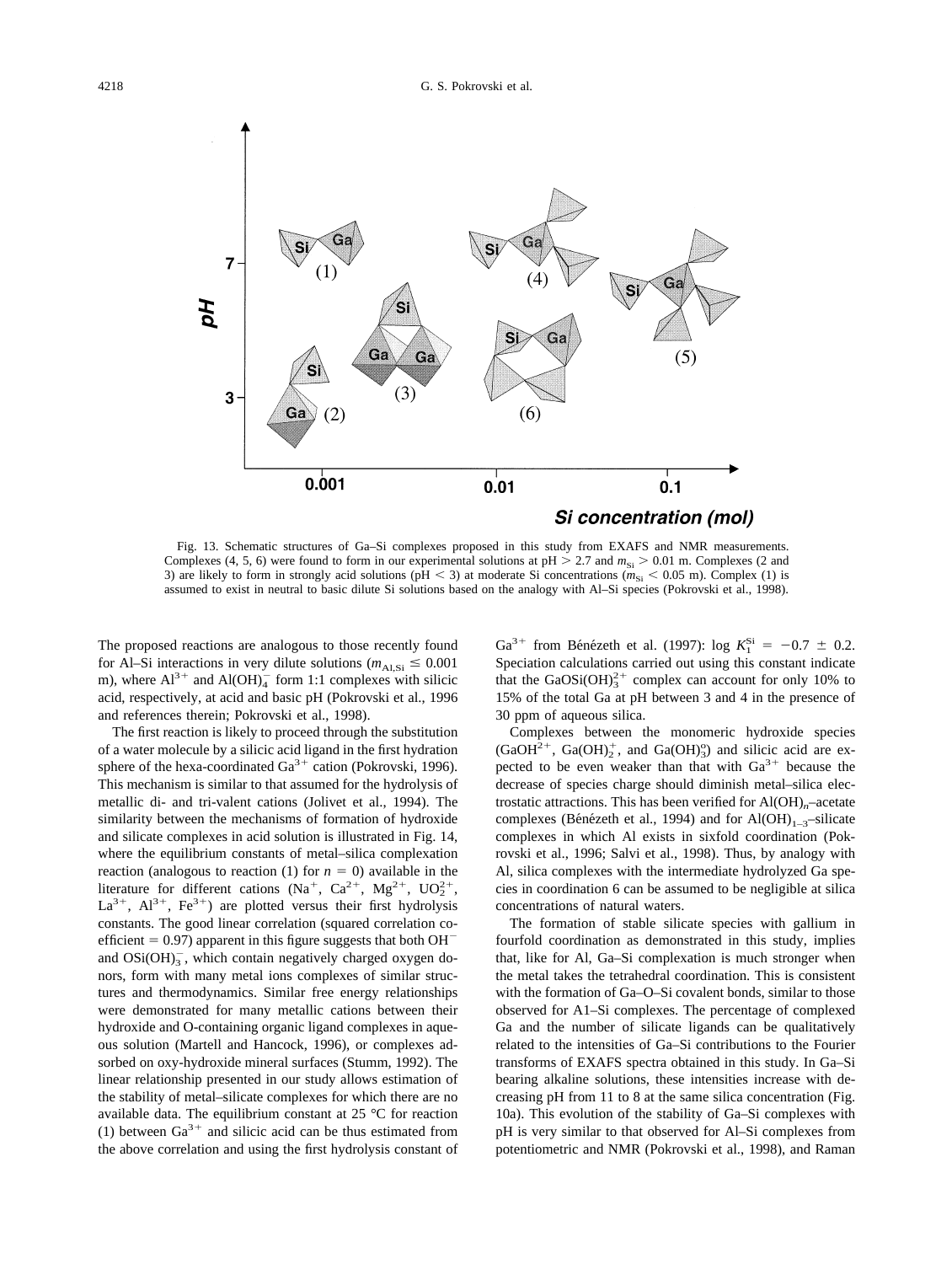Fig. 13. Schematic structures of Ga–Si complexes proposed in this study from EXAFS and NMR measurements. Complexes (4, 5, 6) were found to form in our experimental solutions at pH > 2.7 and $m_{Si} > 0.01$ m. Complexes (2 and 3) are likely to form in strongly acid solutions (pH < 3) at moderate Si concentrations ($m_{Si} < 0.05$ m). Complex (1) is assumed to exist in neutral to basic dilute Si solutions based on the analogy with Al–Si species (Pokrovski et al., 1998).

The proposed reactions are analogous to those recently found for Al–Si interactions in very dilute solutions ($m_{Al,Si} \leq 0.001$ m), where $Al^{3+}$ and $Al(OH)_4^-$ form 1:1 complexes with silicic acid, respectively, at acid and basic pH (Pokrovski et al., 1996 and references therein; Pokrovski et al., 1998).

The first reaction is likely to proceed through the substitution of a water molecule by a silicic acid ligand in the first hydration sphere of the hexa-coordinated $Ga^{3+}$ cation (Pokrovski, 1996). This mechanism is similar to that assumed for the hydrolysis of metallic di- and tri-valent cations (Jolivet et al., 1994). The similarity between the mechanisms of formation of hydroxide and silicate complexes in acid solution is illustrated in Fig. 14, where the equilibrium constants of metal–silica complexation reaction (analogous to reaction (1) for $n = 0$) available in the literature for different cations ($Na^+$, $Ca^{2+}$, $Mg^{2+}$, $UO_2^{2+}$, $La^{3+}$, $Al^{3+}$, $Fe^{3+}$) are plotted versus their first hydrolysis constants. The good linear correlation (squared correlation coefficient = 0.97) apparent in this figure suggests that both $OH^-$ and $OSi(OH)_3^-$, which contain negatively charged oxygen donors, form with many metal ions complexes of similar structures and thermodynamics. Similar free energy relationships were demonstrated for many metallic cations between their hydroxide and O-containing organic ligand complexes in aqueous solution (Martell and Hancock, 1996), or complexes adsorbed on oxy-hydroxide mineral surfaces (Stumm, 1992). The linear relationship presented in our study allows estimation of the stability of metal–silicate complexes for which there are no available data. The equilibrium constant at 25 °C for reaction (1) between $Ga^{3+}$ and silicic acid can be thus estimated from the above correlation and using the first hydrolysis constant of $Ga^{3+}$ from Bénézeth et al. (1997): $\log K_1^{Si} = -0.7 \pm 0.2$. Speciation calculations carried out using this constant indicate that the $GaOSi(OH)_3^{2+}$ complex can account for only 10% to 15% of the total Ga at pH between 3 and 4 in the presence of 30 ppm of aqueous silica.

Complexes between the monomeric hydroxide species ($GaOH^{2+}$, $Ga(OH)_2^+$, and $Ga(OH)_3^o$) and silicic acid are expected to be even weaker than that with $Ga^{3+}$ because the decrease of species charge should diminish metal–silica electrostatic attractions. This has been verified for $Al(OH)_n$–acetate complexes (Bénézeth et al., 1994) and for $Al(OH)_{1-3}$–silicate complexes in which Al exists in sixfold coordination (Pokrovski et al., 1996; Salvi et al., 1998). Thus, by analogy with Al, silica complexes with the intermediate hydrolyzed Ga species in coordination 6 can be assumed to be negligible at silica concentrations of natural waters.

The formation of stable silicate species with gallium in fourfold coordination as demonstrated in this study, implies that, like for Al, Ga–Si complexation is much stronger when the metal takes the tetrahedral coordination. This is consistent with the formation of Ga–O–Si covalent bonds, similar to those observed for A1–Si complexes. The percentage of complexed Ga and the number of silicate ligands can be qualitatively related to the intensities of Ga–Si contributions to the Fourier transforms of EXAFS spectra obtained in this study. In Ga–Si bearing alkaline solutions, these intensities increase with decreasing pH from 11 to 8 at the same silica concentration (Fig. 10a). This evolution of the stability of Ga–Si complexes with pH is very similar to that observed for Al–Si complexes from potentiometric and NMR (Pokrovski et al., 1998), and Raman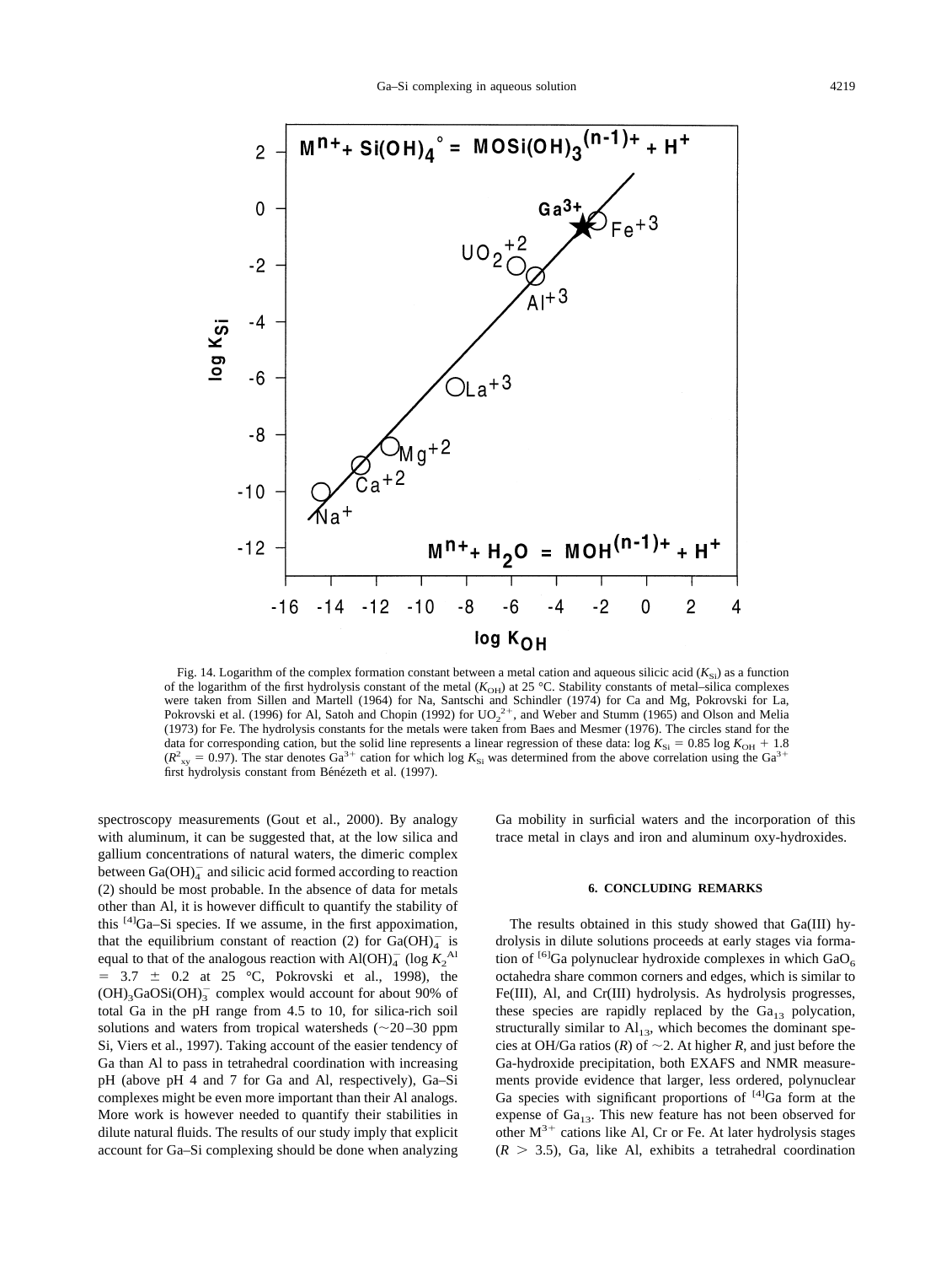Fig. 14. Logarithm of the complex formation constant between a metal cation and aqueous silicic acid ($K_{Si}$) as a function of the logarithm of the first hydrolysis constant of the metal ($K_{OH}$) at 25 °C. Stability constants of metal–silica complexes were taken from Sillen and Martell (1964) for Na, Santschi and Schindler (1974) for Ca and Mg, Pokrovski for La, Pokrovski et al. (1996) for Al, Satoh and Chopin (1992) for $UO_2^{2+}$, and Weber and Stumm (1965) and Olson and Melia (1973) for Fe. The hydrolysis constants for the metals were taken from Baes and Mesmer (1976). The circles stand for the data for corresponding cation, but the solid line represents a linear regression of these data: $\log K_{Si} = 0.85 \log K_{OH} + 1.8$ ($R^2_{xy} = 0.97$). The star denotes $Ga^{3+}$ cation for which $\log K_{Si}$ was determined from the above correlation using the $Ga^{3+}$ first hydrolysis constant from Bénézeth et al. (1997).

spectroscopy measurements (Gout et al., 2000). By analogy with aluminum, it can be suggested that, at the low silica and gallium concentrations of natural waters, the dimeric complex between $Ga(OH)_4^-$ and silicic acid formed according to reaction (2) should be most probable. In the absence of data for metals other than Al, it is however difficult to quantify the stability of this $^{[4]}$Ga–Si species. If we assume, in the first approximation, that the equilibrium constant of reaction (2) for $Ga(OH)_4^-$ is equal to that of the analogous reaction with $Al(OH)_4^-$ ($\log K_2^{Al} = 3.7 \pm 0.2$ at 25 °C, Pokrovski et al., 1998), the $(OH)_3GaOSi(OH)_3^-$ complex would account for about 90% of total Ga in the pH range from 4.5 to 10, for silica-rich soil solutions and waters from tropical watersheds (~20–30 ppm Si, Viers et al., 1997). Taking account of the easier tendency of Ga than Al to pass in tetrahedral coordination with increasing pH (above pH 4 and 7 for Ga and Al, respectively), Ga–Si complexes might be even more important than their Al analogs. More work is however needed to quantify their stabilities in dilute natural fluids. The results of our study imply that explicit account for Ga–Si complexing should be done when analyzing Ga mobility in surficial waters and the incorporation of this trace metal in clays and iron and aluminum oxy-hydroxides.

## 6. CONCLUDING REMARKS

The results obtained in this study showed that Ga(III) hydrolysis in dilute solutions proceeds at early stages via formation of $^{[6]}$Ga polynuclear hydroxide complexes in which $GaO_6$ octahedra share common corners and edges, which is similar to Fe(III), Al, and Cr(III) hydrolysis. As hydrolysis progresses, these species are rapidly replaced by the $Ga_{13}$ polycation, structurally similar to $Al_{13}$, which becomes the dominant species at OH/Ga ratios ($R$) of ~2. At higher $R$, and just before the Ga-hydroxide precipitation, both EXAFS and NMR measurements provide evidence that larger, less ordered, polynuclear Ga species with significant proportions of $^{[4]}$Ga form at the expense of $Ga_{13}$. This new feature has not been observed for other $M^{3+}$ cations like Al, Cr or Fe. At later hydrolysis stages ($R > 3.5$), Ga, like Al, exhibits a tetrahedral coordination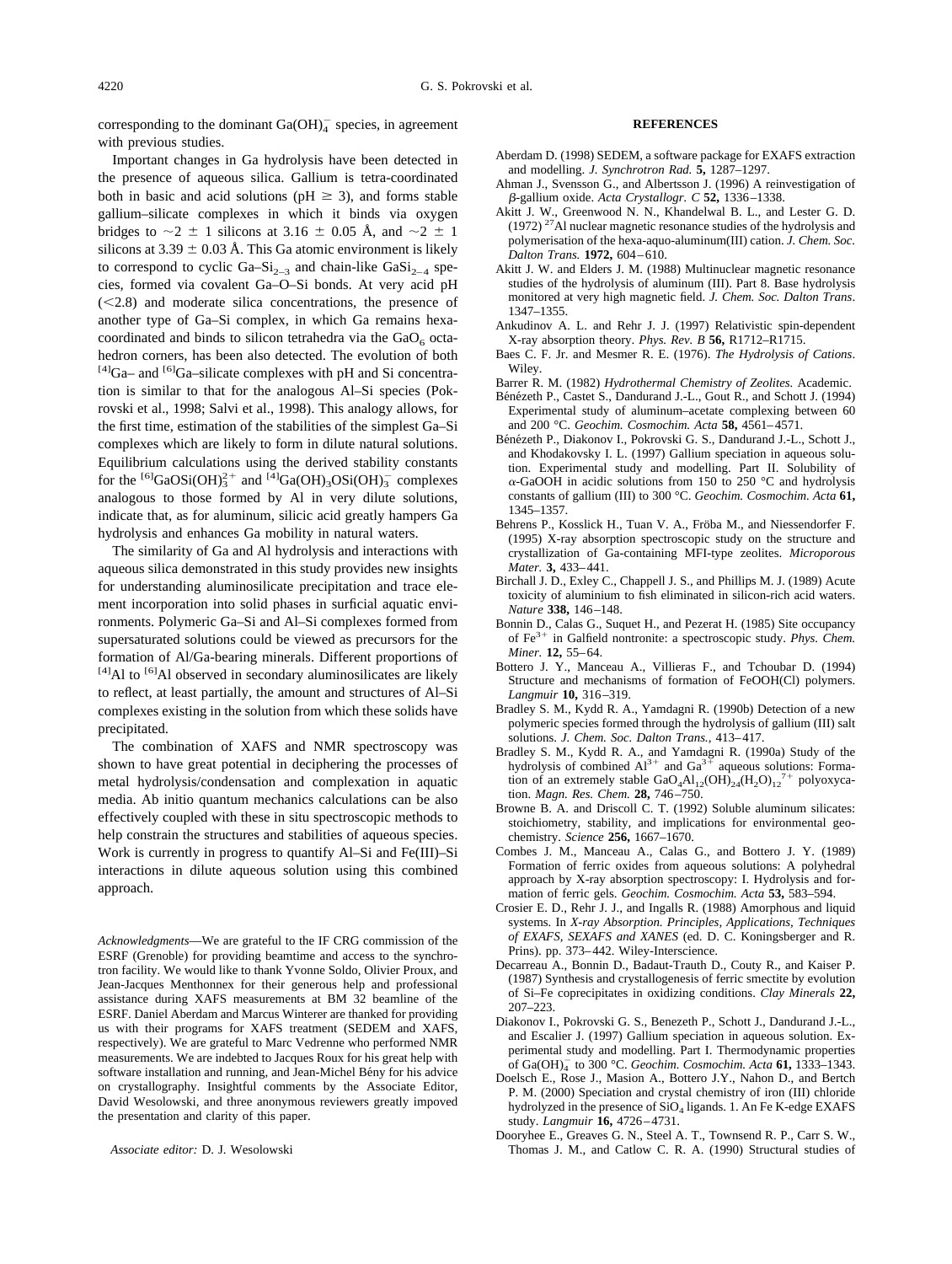corresponding to the dominant $Ga(OH)_4^-$ species, in agreement with previous studies.

Important changes in Ga hydrolysis have been detected in the presence of aqueous silica. Gallium is tetra-coordinated both in basic and acid solutions (pH $\geq$ 3), and forms stable gallium–silicate complexes in which it binds via oxygen bridges to ~2 ± 1 silicons at 3.16 ± 0.05 Å, and ~2 ± 1 silicons at 3.39 ± 0.03 Å. This Ga atomic environment is likely to correspond to cyclic $Ga–Si_{2-3}$ and chain-like $GaSi_{2-4}$ species, formed via covalent Ga–O–Si bonds. At very acid pH (<2.8) and moderate silica concentrations, the presence of another type of Ga–Si complex, in which Ga remains hexa-coordinated and binds to silicon tetrahedra via the $GaO_6$ octahedron corners, has been also detected. The evolution of both $^{[4]}$Ga– and $^{[6]}$Ga–silicate complexes with pH and Si concentration is similar to that for the analogous Al–Si species (Pokrovski et al., 1998; Salvi et al., 1998). This analogy allows, for the first time, estimation of the stabilities of the simplest Ga–Si complexes which are likely to form in dilute natural solutions. Equilibrium calculations using the derived stability constants for the $^{[6]}GaOSi(OH)_3^{2+}$ and $^{[4]}Ga(OH)_3OSi(OH)_3^-$ complexes analogous to those formed by Al in very dilute solutions, indicate that, as for aluminum, silicic acid greatly hampers Ga hydrolysis and enhances Ga mobility in natural waters.

The similarity of Ga and Al hydrolysis and interactions with aqueous silica demonstrated in this study provides new insights for understanding aluminosilicate precipitation and trace element incorporation into solid phases in surficial aquatic environments. Polymeric Ga–Si and Al–Si complexes formed from supersaturated solutions could be viewed as precursors for the formation of Al/Ga-bearing minerals. Different proportions of $^{[4]}$Al to $^{[6]}$Al observed in secondary aluminosilicates are likely to reflect, at least partially, the amount and structures of Al–Si complexes existing in the solution from which these solids have precipitated.

The combination of XAFS and NMR spectroscopy was shown to have great potential in deciphering the processes of metal hydrolysis/condensation and complexation in aquatic media. Ab initio quantum mechanics calculations can be also effectively coupled with these in situ spectroscopic methods to help constrain the structures and stabilities of aqueous species. Work is currently in progress to quantify Al–Si and Fe(III)–Si interactions in dilute aqueous solution using this combined approach.

*Acknowledgments*—We are grateful to the IF CRG commission of the ESRF (Grenoble) for providing beamtime and access to the synchrotron facility. We would like to thank Yvonne Soldo, Olivier Proux, and Jean-Jacques Menthonnex for their generous help and professional assistance during XAFS measurements at BM 32 beamline of the ESRF. Daniel Aberdam and Marcus Winterer are thanked for providing us with their programs for XAFS treatment (SEDEM and XAFS, respectively). We are grateful to Marc Vedrenne who performed NMR measurements. We are indebted to Jacques Roux for his great help with software installation and running, and Jean-Michel Bény for his advice on crystallography. Insightful comments by the Associate Editor, David Wesolowski, and three anonymous reviewers greatly impoved the presentation and clarity of this paper.

*Associate editor:* D. J. Wesolowski

## REFERENCES

Aberdam D. (1998) SEDEM, a software package for EXAFS extraction and modelling. *J. Synchrotron Rad.* **5,** 1287–1297.

Ahman J., Svensson G., and Albertsson J. (1996) A reinvestigation of β-gallium oxide. *Acta Crystallogr. C* **52,** 1336–1338.

Akitt J. W., Greenwood N. N., Khandelwal B. L., and Lester G. D. (1972) $^{27}$Al nuclear magnetic resonance studies of the hydrolysis and polymerisation of the hexa-aquo-aluminum(III) cation. *J. Chem. Soc. Dalton Trans.* **1972,** 604–610.

Akitt J. W. and Elders J. M. (1988) Multinuclear magnetic resonance studies of the hydrolysis of aluminum (III). Part 8. Base hydrolysis monitored at very high magnetic field. *J. Chem. Soc. Dalton Trans*. 1347–1355.

Ankudinov A. L. and Rehr J. J. (1997) Relativistic spin-dependent X-ray absorption theory. *Phys. Rev. B* **56,** R1712–R1715.

Baes C. F. Jr. and Mesmer R. E. (1976). *The Hydrolysis of Cations*. Wiley.

Barrer R. M. (1982) *Hydrothermal Chemistry of Zeolites.* Academic.

Bénézeth P., Castet S., Dandurand J.-L., Gout R., and Schott J. (1994) Experimental study of aluminum–acetate complexing between 60 and 200 °C. *Geochim. Cosmochim. Acta* **58,** 4561–4571.

Bénézeth P., Diakonov I., Pokrovski G. S., Dandurand J.-L., Schott J., and Khodakovsky I. L. (1997) Gallium speciation in aqueous solution. Experimental study and modelling. Part II. Solubility of α-GaOOH in acidic solutions from 150 to 250 °C and hydrolysis constants of gallium (III) to 300 °C. *Geochim. Cosmochim. Acta* **61,** 1345–1357.

Behrens P., Kosslick H., Tuan V. A., Fröba M., and Niessendorfer F. (1995) X-ray absorption spectroscopic study on the structure and crystallization of Ga-containing MFI-type zeolites. *Microporous Mater.* **3,** 433–441.

Birchall J. D., Exley C., Chappell J. S., and Phillips M. J. (1989) Acute toxicity of aluminium to fish eliminated in silicon-rich acid waters. *Nature* **338,** 146–148.

Bonnin D., Calas G., Suquet H., and Pezerat H. (1985) Site occupancy of $Fe^{3+}$ in Galfield nontronite: a spectroscopic study. *Phys. Chem. Miner.* **12,** 55–64.

Bottero J. Y., Manceau A., Villieras F., and Tchoubar D. (1994) Structure and mechanisms of formation of FeOOH(Cl) polymers. *Langmuir* **10,** 316–319.

Bradley S. M., Kydd R. A., Yamdagni R. (1990b) Detection of a new polymeric species formed through the hydrolysis of gallium (III) salt solutions. *J. Chem. Soc. Dalton Trans.*, 413–417.

Bradley S. M., Kydd R. A., and Yamdagni R. (1990a) Study of the hydrolysis of combined $Al^{3+}$ and $Ga^{3+}$ aqueous solutions: Formation of an extremely stable $GaO_4Al_{12}(OH)_{24}(H_2O)_{12}{}^{7+}$ polyoxycation. *Magn. Res. Chem.* **28,** 746–750.

Browne B. A. and Driscoll C. T. (1992) Soluble aluminum silicates: stoichiometry, stability, and implications for environmental geochemistry. *Science* **256,** 1667–1670.

Combes J. M., Manceau A., Calas G., and Bottero J. Y. (1989) Formation of ferric oxides from aqueous solutions: A polyhedral approach by X-ray absorption spectroscopy: I. Hydrolysis and formation of ferric gels. *Geochim. Cosmochim. Acta* **53,** 583–594.

Crosier E. D., Rehr J. J., and Ingalls R. (1988) Amorphous and liquid systems. In *X-ray Absorption. Principles, Applications, Techniques of EXAFS, SEXAFS and XANES* (ed. D. C. Koningsberger and R. Prins). pp. 373–442. Wiley-Interscience.

Decarreau A., Bonnin D., Badaut-Trauth D., Couty R., and Kaiser P. (1987) Synthesis and crystallogenesis of ferric smectite by evolution of Si–Fe coprecipitates in oxidizing conditions. *Clay Minerals* **22,** 207–223.

Diakonov I., Pokrovski G. S., Benezeth P., Schott J., Dandurand J.-L., and Escalier J. (1997) Gallium speciation in aqueous solution. Experimental study and modelling. Part I. Thermodynamic properties of $Ga(OH)_4^-$ to 300 °C. *Geochim. Cosmochim. Acta* **61,** 1333–1343.

Doelsch E., Rose J., Masion A., Bottero J.Y., Nahon D., and Bertch P. M. (2000) Speciation and crystal chemistry of iron (III) chloride hydrolyzed in the presence of $SiO_4$ ligands. 1. An Fe K-edge EXAFS study. *Langmuir* **16,** 4726–4731.

Dooryhee E., Greaves G. N., Steel A. T., Townsend R. P., Carr S. W., Thomas J. M., and Catlow C. R. A. (1990) Structural studies of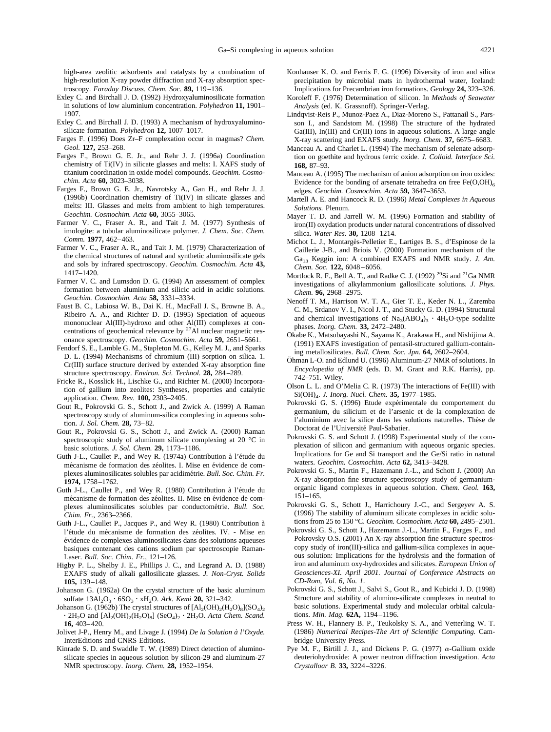high-area zeolitic adsorbents and catalysts by a combination of high-resolution X-ray powder diffraction and X-ray absorption spectroscopy. *Faraday Discuss. Chem. Soc.* **89,** 119–136.

Exley C. and Birchall J. D. (1992) Hydroxyaluminosilicate formation in solutions of low aluminium concentration. *Polyhedron* **11,** 1901–1907.

Exley C. and Birchall J. D. (1993) A mechanism of hydroxyaluminosilicate formation. *Polyhedron* **12,** 1007–1017.

Farges F. (1996) Does Zr–F complexation occur in magmas? *Chem. Geol.* **127,** 253–268.

Farges F., Brown G. E. Jr., and Rehr J. J. (1996a) Coordination chemistry of Ti(IV) in silicate glasses and melts: I. XAFS study of titanium coordination in oxide model compounds. *Geochim. Cosmochim. Acta* **60,** 3023–3038.

Farges F., Brown G. E. Jr., Navrotsky A., Gan H., and Rehr J. J. (1996b) Coordination chemistry of Ti(IV) in silicate glasses and melts: III. Glasses and melts from ambient to high temperatures. *Geochim. Cosmochim. Acta* **60,** 3055–3065.

Farmer V. C., Fraser A. R., and Tait J. M. (1977) Synthesis of imologite: a tubular aluminosilicate polymer. *J. Chem. Soc. Chem. Comm.* **1977,** 462–463.

Farmer V. C., Fraser A. R., and Tait J. M. (1979) Characterization of the chemical structures of natural and synthetic aluminosilicate gels and sols by infrared spectroscopy. *Geochim. Cosmochim. Acta* **43,** 1417–1420.

Farmer V. C. and Lumsdon D. G. (1994) An assessment of complex formation between aluminium and silicic acid in acidic solutions. *Geochim. Cosmochim. Acta* **58,** 3331–3334.

Faust B. C., Labiosa W. B., Dai K. H., MacFall J. S., Browne B. A., Ribeiro A. A., and Richter D. D. (1995) Speciation of aqueous mononuclear Al(III)-hydroxo and other Al(III) complexes at concentrations of geochemical relevance by $^{27}$Al nuclear magnetic resonance spectroscopy. *Geochim. Cosmochim. Acta* **59,** 2651–5661.

Fendorf S. E., Lamble G. M., Stapleton M. G., Kelley M. J., and Sparks D. L. (1994) Mechanisms of chromium (III) sorption on silica. 1. Cr(III) surface structure derived by extended X-ray absorption fine structure spectroscopy. *Environ. Sci. Technol.* **28,** 284–289.

Fricke R., Kosslick H., Lischke G., and Richter M. (2000) Incorporation of gallium into zeolites: Syntheses, properties and catalytic application. *Chem. Rev.* **100,** 2303–2405.

Gout R., Pokrovski G. S., Schott J., and Zwick A. (1999) A Raman spectroscopy study of aluminum-silica complexing in aqueous solution. *J. Sol. Chem.* **28,** 73–82.

Gout R., Pokrovski G. S., Schott J., and Zwick A. (2000) Raman spectroscopic study of aluminum silicate complexing at 20 °C in basic solutions. *J. Sol. Chem.* **29,** 1173–1186.

Guth J-L., Caullet P., and Wey R. (1974a) Contribution à l'étude du mécanisme de formation des zéolites. I. Mise en évidence de complexes aluminosilicates solubles par acidimétrie. *Bull. Soc. Chim. Fr.* **1974,** 1758–1762.

Guth J-L., Caullet P., and Wey R. (1980) Contribution à l'étude du mécanisme de formation des zéolites. II. Mise en évidence de complexes aluminosilicates solubles par conductométrie. *Bull. Soc. Chim. Fr.*, 2363–2366.

Guth J-L., Caullet P., Jacques P., and Wey R. (1980) Contribution à l'étude du mécanisme de formation des zéolites. IV. - Mise en évidence de complexes aluminosilicates dans des solutions aqueuses basiques contenant des cations sodium par spectroscopie Raman-Laser. *Bull. Soc. Chim. Fr.*, 121–126.

Higby P. L., Shelby J. E., Phillips J. C., and Legrand A. D. (1988) EXAFS study of alkali gallosilicate glasses. *J. Non-Cryst. Solids* **105,** 139–148.

Johanson G. (1962a) On the crystal structure of the basic aluminum sulfate $13Al_2O_3 \cdot 6SO_3 \cdot xH_2O$. *Ark. Kemi* **20,** 321–342.

Johanson G. (1962b) The crystal structures of $[Al_2(OH)_2(H_2O)_8](SO_4)_2 \cdot 2H_2O$ and $[Al_2(OH)_2(H_2O)_8]\ (SeO_4)_2 \cdot 2H_2O$. *Acta Chem. Scand.* **16,** 403–420.

Jolivet J-P., Henry M., and Livage J. (1994) *De la Solution à l'Oxyde.* InterEditions and CNRS Editions.

Kinrade S. D. and Swaddle T. W. (1989) Direct detection of aluminosilicate species in aqueous solution by silicon-29 and aluminum-27 NMR spectroscopy. *Inorg. Chem.* **28,** 1952–1954.

Konhauser K. O. and Ferris F. G. (1996) Diversity of iron and silica precipitation by microbial mats in hydrothermal water, Iceland: Implications for Precambrian iron formations. *Geology* **24,** 323–326.

Koroleff F. (1976) Determination of silicon. In *Methods of Seawater Analysis* (ed. K. Grassnoff). Springer-Verlag.

Lindqvist-Reis P., Munoz-Paez A., Diaz-Moreno S., Pattanail S., Parsson I., and Sandstom M. (1998) The structure of the hydrated Ga(III), In(III) and Cr(III) ions in aqueous solutions. A large angle X-ray scattering and EXAFS study. *Inorg. Chem.* **37,** 6675–6683.

Manceau A. and Charlet L. (1994) The mechanism of selenate adsorption on goethite and hydrous ferric oxide. *J. Colloid. Interface Sci.* **168,** 87–93.

Manceau A. (1995) The mechanism of anion adsorption on iron oxides: Evidence for the bonding of arsenate tetrahedra on free $Fe(O,OH)_6$ edges. *Geochim. Cosmochim. Acta* **59,** 3647–3653.

Martell A. E. and Hancock R. D. (1996) *Metal Complexes in Aqueous Solutions.* Plenum.

Mayer T. D. and Jarrell W. M. (1996) Formation and stability of iron(II) oxydation products under natural concentrations of dissolved silica. *Water Res.* **30,** 1208–1214.

Michot L. J., Montargès-Pelletier E., Lartiges B. S., d'Espinose de la Caillerie J-B., and Briois V. (2000) Formation mechanism of the $Ga_{13}$ Keggin ion: A combined EXAFS and NMR study. *J. Am. Chem. Soc.* **122,** 6048–6056.

Mortlock R. F., Bell A. T., and Radke C. J. (1992) $^{29}$Si and $^{71}$Ga NMR investigations of alkylammonium gallosilicate solutions. *J. Phys. Chem.* **96,** 2968–2975.

Nenoff T. M., Harrison W. T. A., Gier T. E., Keder N. L., Zaremba C. M., Srdanov V. I., Nicol J. T., and Stucky G. D. (1994) Structural and chemical investigations of $Na_3(ABO_4)_3 \cdot 4H_2O$-type sodalite phases. *Inorg. Chem.* **33,** 2472–2480.

Okabe K., Matsubayashi N., Sayama K., Arakawa H., and Nishijima A. (1991) EXAFS investigation of pentasil-structured gallium-containing metallosilicates. *Bull. Chem. Soc. Jpn.* **64,** 2602–2604.

Öhman L-O. and Edlund U. (1996) Aluminum-27 NMR of solutions. In *Encyclopedia of NMR* (eds. D. M. Grant and R.K. Harris), pp. 742–751. Wiley.

Olson L. L. and O'Melia C. R. (1973) The interactions of Fe(III) with $Si(OH)_4$. *J. Inorg. Nucl. Chem.* **35,** 1977–1985.

Pokrovski G. S. (1996) Etude expérimentale du comportement du germanium, du silicium et de l'arsenic et de la complexation de l'aluminium avec la silice dans les solutions naturelles. Thèse de Doctorat de l'Université Paul-Sabatier.

Pokrovski G. S. and Schott J. (1998) Experimental study of the complexation of silicon and germanium with aqueous organic species. Implications for Ge and Si transport and the Ge/Si ratio in natural waters. *Geochim. Cosmochim. Acta* **62,** 3413–3428.

Pokrovski G. S., Martin F., Hazemann J.-L., and Schott J. (2000) An X-ray absorption fine structure spectroscopy study of germanium-organic ligand complexes in aqueous solution. *Chem. Geol.* **163,** 151–165.

Pokrovski G. S., Schott J., Harrichoury J.-C., and Sergeyev A. S. (1996) The stability of aluminum silicate complexes in acidic solutions from 25 to 150 °C. *Geochim. Cosmochim. Acta* **60,** 2495–2501.

Pokrovski G. S., Schott J., Hazemann J.-L., Martin F., Farges F., and Pokrovsky O.S. (2001) An X-ray absorption fine structure spectroscopy study of iron(III)-silica and gallium-silica complexes in aqueous solution: Implications for the hydrolysis and the formation of iron and aluminum oxy-hydroxides and silicates. *European Union of Geosciences-XI. April 2001. Journal of Conference Abstracts on CD-Rom, Vol. 6, No. 1.*

Pokrovski G. S., Schott J., Salvi S., Gout R., and Kubicki J. D. (1998) Structure and stability of alumino-silicate complexes in neutral to basic solutions. Experimental study and molecular orbital calculations. *Min. Mag.* **62A,** 1194–1196.

Press W. H., Flannery B. P., Teukolsky S. A., and Vetterling W. T. (1986) *Numerical Recipes-The Art of Scientific Computing.* Cambridge University Press.

Pye M. F., Birtill J. J., and Dickens P. G. (1977) α-Gallium oxide deuteriohydroxide: A power neutron diffraction investigation. *Acta Crystalloar B.* **33,** 3224–3226.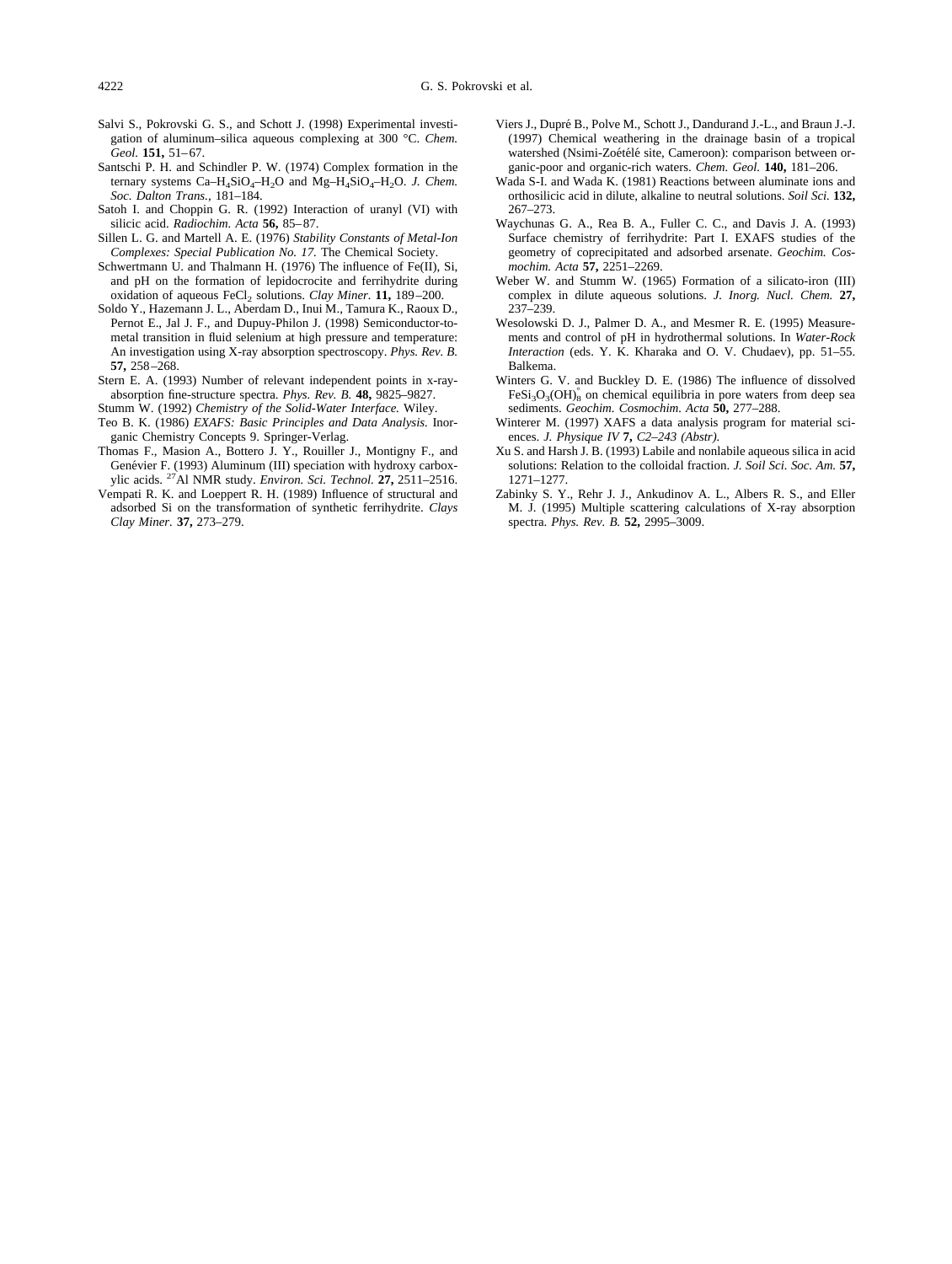Salvi S., Pokrovski G. S., and Schott J. (1998) Experimental investigation of aluminum–silica aqueous complexing at 300 °C. *Chem. Geol.* **151,** 51–67.

Santschi P. H. and Schindler P. W. (1974) Complex formation in the ternary systems Ca–$H_4SiO_4$–$H_2O$ and Mg–$H_4SiO_4$–$H_2O$. *J. Chem. Soc. Dalton Trans.*, 181–184.

Satoh I. and Choppin G. R. (1992) Interaction of uranyl (VI) with silicic acid. *Radiochim. Acta* **56,** 85–87.

Sillen L. G. and Martell A. E. (1976) *Stability Constants of Metal-Ion Complexes: Special Publication No. 17.* The Chemical Society.

Schwertmann U. and Thalmann H. (1976) The influence of Fe(II), Si, and pH on the formation of lepidocrocite and ferrihydrite during oxidation of aqueous $FeCl_2$ solutions. *Clay Miner.* **11,** 189–200.

Soldo Y., Hazemann J. L., Aberdam D., Inui M., Tamura K., Raoux D., Pernot E., Jal J. F., and Dupuy-Philon J. (1998) Semiconductor-to-metal transition in fluid selenium at high pressure and temperature: An investigation using X-ray absorption spectroscopy. *Phys. Rev. B.* **57,** 258–268.

Stern E. A. (1993) Number of relevant independent points in x-ray-absorption fine-structure spectra. *Phys. Rev. B.* **48,** 9825–9827.

Stumm W. (1992) *Chemistry of the Solid-Water Interface.* Wiley.

Teo B. K. (1986) *EXAFS: Basic Principles and Data Analysis.* Inorganic Chemistry Concepts 9. Springer-Verlag.

Thomas F., Masion A., Bottero J. Y., Rouiller J., Montigny F., and Genévier F. (1993) Aluminum (III) speciation with hydroxy carboxylic acids. [27]Al NMR study. *Environ. Sci. Technol.* **27,** 2511–2516.

Vempati R. K. and Loeppert R. H. (1989) Influence of structural and adsorbed Si on the transformation of synthetic ferrihydrite. *Clays Clay Miner.* **37,** 273–279.

Viers J., Dupré B., Polve M., Schott J., Dandurand J.-L., and Braun J.-J. (1997) Chemical weathering in the drainage basin of a tropical watershed (Nsimi-Zoétélé site, Cameroon): comparison between organic-poor and organic-rich waters. *Chem. Geol.* **140,** 181–206.

Wada S-I. and Wada K. (1981) Reactions between aluminate ions and orthosilicic acid in dilute, alkaline to neutral solutions. *Soil Sci.* **132,** 267–273.

Waychunas G. A., Rea B. A., Fuller C. C., and Davis J. A. (1993) Surface chemistry of ferrihydrite: Part I. EXAFS studies of the geometry of coprecipitated and adsorbed arsenate. *Geochim. Cosmochim. Acta* **57,** 2251–2269.

Weber W. and Stumm W. (1965) Formation of a silicato-iron (III) complex in dilute aqueous solutions. *J. Inorg. Nucl. Chem.* **27,** 237–239.

Wesolowski D. J., Palmer D. A., and Mesmer R. E. (1995) Measurements and control of pH in hydrothermal solutions. In *Water-Rock Interaction* (eds. Y. K. Kharaka and O. V. Chudaev), pp. 51–55. Balkema.

Winters G. V. and Buckley D. E. (1986) The influence of dissolved $FeSi_3O_3(OH)_8^{\circ}$ on chemical equilibria in pore waters from deep sea sediments. *Geochim. Cosmochim. Acta* **50,** 277–288.

Winterer M. (1997) XAFS a data analysis program for material sciences. *J. Physique IV* **7,** *C2–243 (Abstr).*

Xu S. and Harsh J. B. (1993) Labile and nonlabile aqueous silica in acid solutions: Relation to the colloidal fraction. *J. Soil Sci. Soc. Am.* **57,** 1271–1277.

Zabinky S. Y., Rehr J. J., Ankudinov A. L., Albers R. S., and Eller M. J. (1995) Multiple scattering calculations of X-ray absorption spectra. *Phys. Rev. B.* **52,** 2995–3009.